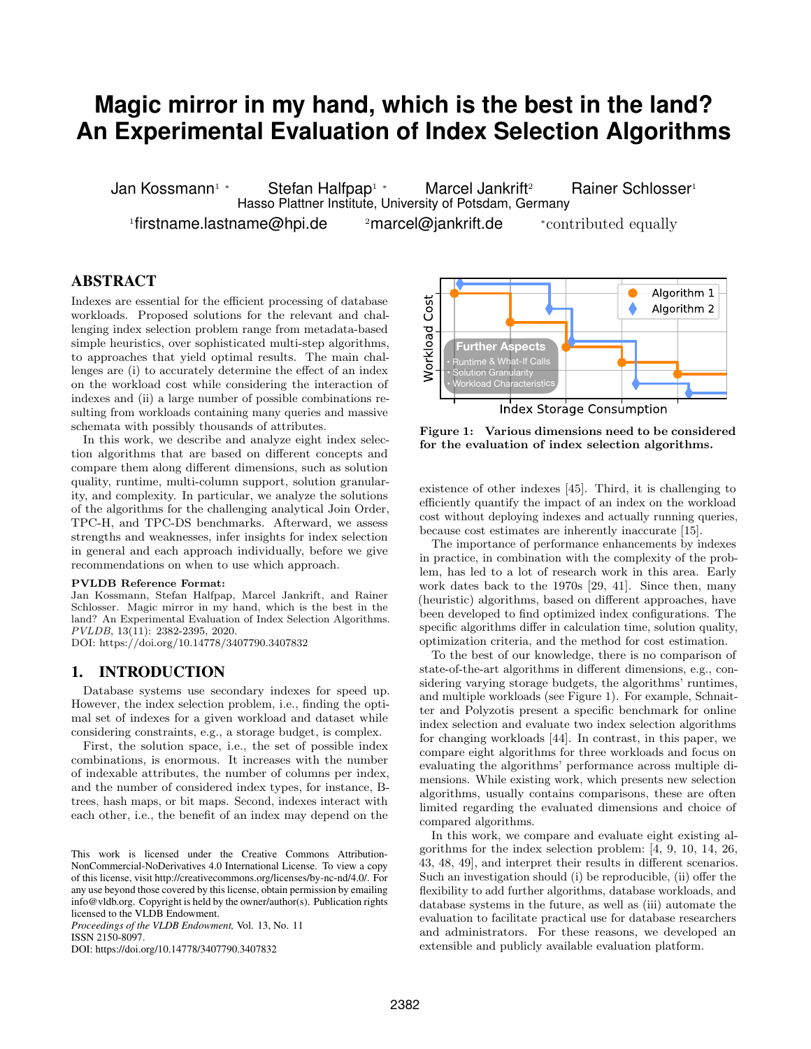# Magic mirror in my hand, which is the best in the land? An Experimental Evaluation of Index Selection Algorithms

Jan Kossmann[1] * Stefan Halfpap[1] * Marcel Jankrift[2] Rainer Schlosser[1]

Hasso Plattner Institute, University of Potsdam, Germany

[1]firstname.lastname@hpi.de [2]marcel@jankrift.de *contributed equally

## ABSTRACT

Indexes are essential for the efficient processing of database workloads. Proposed solutions for the relevant and challenging index selection problem range from metadata-based simple heuristics, over sophisticated multi-step algorithms, to approaches that yield optimal results. The main challenges are (i) to accurately determine the effect of an index on the workload cost while considering the interaction of indexes and (ii) a large number of possible combinations resulting from workloads containing many queries and massive schemata with possibly thousands of attributes.

In this work, we describe and analyze eight index selection algorithms that are based on different concepts and compare them along different dimensions, such as solution quality, runtime, multi-column support, solution granularity, and complexity. In particular, we analyze the solutions of the algorithms for the challenging analytical Join Order, TPC-H, and TPC-DS benchmarks. Afterward, we assess strengths and weaknesses, infer insights for index selection in general and each approach individually, before we give recommendations on when to use which approach.

**PVLDB Reference Format:**
Jan Kossmann, Stefan Halfpap, Marcel Jankrift, and Rainer Schlosser. Magic mirror in my hand, which is the best in the land? An Experimental Evaluation of Index Selection Algorithms. *PVLDB*, 13(11): 2382-2395, 2020.
DOI: https://doi.org/10.14778/3407790.3407832

## 1. INTRODUCTION

Database systems use secondary indexes for speed up. However, the index selection problem, i.e., finding the optimal set of indexes for a given workload and dataset while considering constraints, e.g., a storage budget, is complex.

First, the solution space, i.e., the set of possible index combinations, is enormous. It increases with the number of indexable attributes, the number of columns per index, and the number of considered index types, for instance, B-trees, hash maps, or bit maps. Second, indexes interact with each other, i.e., the benefit of an index may depend on the existence of other indexes [45]. Third, it is challenging to efficiently quantify the impact of an index on the workload cost without deploying indexes and actually running queries, because cost estimates are inherently inaccurate [15].

The importance of performance enhancements by indexes in practice, in combination with the complexity of the problem, has led to a lot of research work in this area. Early work dates back to the 1970s [29, 41]. Since then, many (heuristic) algorithms, based on different approaches, have been developed to find optimized index configurations. The specific algorithms differ in calculation time, solution quality, optimization criteria, and the method for cost estimation.

To the best of our knowledge, there is no comparison of state-of-the-art algorithms in different dimensions, e.g., considering varying storage budgets, the algorithms' runtimes, and multiple workloads (see Figure 1). For example, Schnaitter and Polyzotis present a specific benchmark for online index selection and evaluate two index selection algorithms for changing workloads [44]. In contrast, in this paper, we compare eight algorithms for three workloads and focus on evaluating the algorithms' performance across multiple dimensions. While existing work, which presents new selection algorithms, usually contains comparisons, these are often limited regarding the evaluated dimensions and choice of compared algorithms.

In this work, we compare and evaluate eight existing algorithms for the index selection problem: [4, 9, 10, 14, 26, 43, 48, 49], and interpret their results in different scenarios. Such an investigation should (i) be reproducible, (ii) offer the flexibility to add further algorithms, database workloads, and database systems in the future, as well as (iii) automate the evaluation to facilitate practical use for database researchers and administrators. For these reasons, we developed an extensible and publicly available evaluation platform.

Figure 1: Various dimensions need to be considered for the evaluation of index selection algorithms.

This work is licensed under the Creative Commons Attribution-NonCommercial-NoDerivatives 4.0 International License. To view a copy of this license, visit http://creativecommons.org/licenses/by-nc-nd/4.0/. For any use beyond those covered by this license, obtain permission by emailing info@vldb.org. Copyright is held by the owner/author(s). Publication rights licensed to the VLDB Endowment.
*Proceedings of the VLDB Endowment,* Vol. 13, No. 11
ISSN 2150-8097.
DOI: https://doi.org/10.14778/3407790.3407832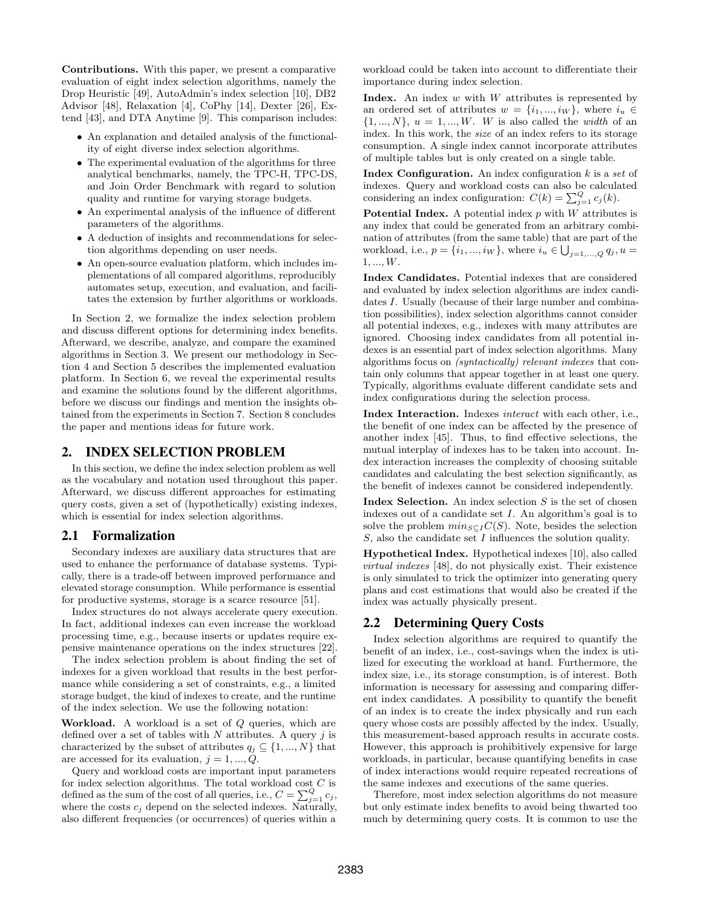**Contributions.** With this paper, we present a comparative evaluation of eight index selection algorithms, namely the Drop Heuristic [49], AutoAdmin's index selection [10], DB2 Advisor [48], Relaxation [4], CoPhy [14], Dexter [26], Extend [43], and DTA Anytime [9]. This comparison includes:

- An explanation and detailed analysis of the functionality of eight diverse index selection algorithms.
- The experimental evaluation of the algorithms for three analytical benchmarks, namely, the TPC-H, TPC-DS, and Join Order Benchmark with regard to solution quality and runtime for varying storage budgets.
- An experimental analysis of the influence of different parameters of the algorithms.
- A deduction of insights and recommendations for selection algorithms depending on user needs.
- An open-source evaluation platform, which includes implementations of all compared algorithms, reproducibly automates setup, execution, and evaluation, and facilitates the extension by further algorithms or workloads.

In Section 2, we formalize the index selection problem and discuss different options for determining index benefits. Afterward, we describe, analyze, and compare the examined algorithms in Section 3. We present our methodology in Section 4 and Section 5 describes the implemented evaluation platform. In Section 6, we reveal the experimental results and examine the solutions found by the different algorithms, before we discuss our findings and mention the insights obtained from the experiments in Section 7. Section 8 concludes the paper and mentions ideas for future work.

## 2. INDEX SELECTION PROBLEM

In this section, we define the index selection problem as well as the vocabulary and notation used throughout this paper. Afterward, we discuss different approaches for estimating query costs, given a set of (hypothetically) existing indexes, which is essential for index selection algorithms.

### 2.1 Formalization

Secondary indexes are auxiliary data structures that are used to enhance the performance of database systems. Typically, there is a trade-off between improved performance and elevated storage consumption. While performance is essential for productive systems, storage is a scarce resource [51].

Index structures do not always accelerate query execution. In fact, additional indexes can even increase the workload processing time, e.g., because inserts or updates require expensive maintenance operations on the index structures [22].

The index selection problem is about finding the set of indexes for a given workload that results in the best performance while considering a set of constraints, e.g., a limited storage budget, the kind of indexes to create, and the runtime of the index selection. We use the following notation:

**Workload.** A workload is a set of $Q$ queries, which are defined over a set of tables with $N$ attributes. A query $j$ is characterized by the subset of attributes $q_j \subseteq \{1, ..., N\}$ that are accessed for its evaluation, $j = 1, ..., Q$.

Query and workload costs are important input parameters for index selection algorithms. The total workload cost $C$ is defined as the sum of the cost of all queries, i.e., $C = \sum_{j=1}^{Q} c_j$, where the costs $c_j$ depend on the selected indexes. Naturally, also different frequencies (or occurrences) of queries within a workload could be taken into account to differentiate their importance during index selection.

**Index.** An index $w$ with $W$ attributes is represented by an ordered set of attributes $w = \{i_1, ..., i_W\}$, where $i_u \in \{1, ..., N\}$, $u = 1, ..., W$. $W$ is also called the *width* of an index. In this work, the *size* of an index refers to its storage consumption. A single index cannot incorporate attributes of multiple tables but is only created on a single table.

**Index Configuration.** An index configuration $k$ is a *set* of indexes. Query and workload costs can also be calculated considering an index configuration: $C(k) = \sum_{j=1}^{Q} c_j(k)$.

**Potential Index.** A potential index $p$ with $W$ attributes is any index that could be generated from an arbitrary combination of attributes (from the same table) that are part of the workload, i.e., $p = \{i_1, ..., i_W\}$, where $i_u \in \bigcup_{j=1,...,Q} q_j, u = 1, ..., W$.

**Index Candidates.** Potential indexes that are considered and evaluated by index selection algorithms are index candidates $I$. Usually (because of their large number and combination possibilities), index selection algorithms cannot consider all potential indexes, e.g., indexes with many attributes are ignored. Choosing index candidates from all potential indexes is an essential part of index selection algorithms. Many algorithms focus on *(syntactically) relevant indexes* that contain only columns that appear together in at least one query. Typically, algorithms evaluate different candidate sets and index configurations during the selection process.

**Index Interaction.** Indexes *interact* with each other, i.e., the benefit of one index can be affected by the presence of another index [45]. Thus, to find effective selections, the mutual interplay of indexes has to be taken into account. Index interaction increases the complexity of choosing suitable candidates and calculating the best selection significantly, as the benefit of indexes cannot be considered independently.

**Index Selection.** An index selection $S$ is the set of chosen indexes out of a candidate set $I$. An algorithm's goal is to solve the problem $min_{S \subseteq I} C(S)$. Note, besides the selection $S$, also the candidate set $I$ influences the solution quality.

**Hypothetical Index.** Hypothetical indexes [10], also called *virtual indexes* [48], do not physically exist. Their existence is only simulated to trick the optimizer into generating query plans and cost estimations that would also be created if the index was actually physically present.

### 2.2 Determining Query Costs

Index selection algorithms are required to quantify the benefit of an index, i.e., cost-savings when the index is utilized for executing the workload at hand. Furthermore, the index size, i.e., its storage consumption, is of interest. Both information is necessary for assessing and comparing different index candidates. A possibility to quantify the benefit of an index is to create the index physically and run each query whose costs are possibly affected by the index. Usually, this measurement-based approach results in accurate costs. However, this approach is prohibitively expensive for large workloads, in particular, because quantifying benefits in case of index interactions would require repeated recreations of the same indexes and executions of the same queries.

Therefore, most index selection algorithms do not measure but only estimate index benefits to avoid being thwarted too much by determining query costs. It is common to use the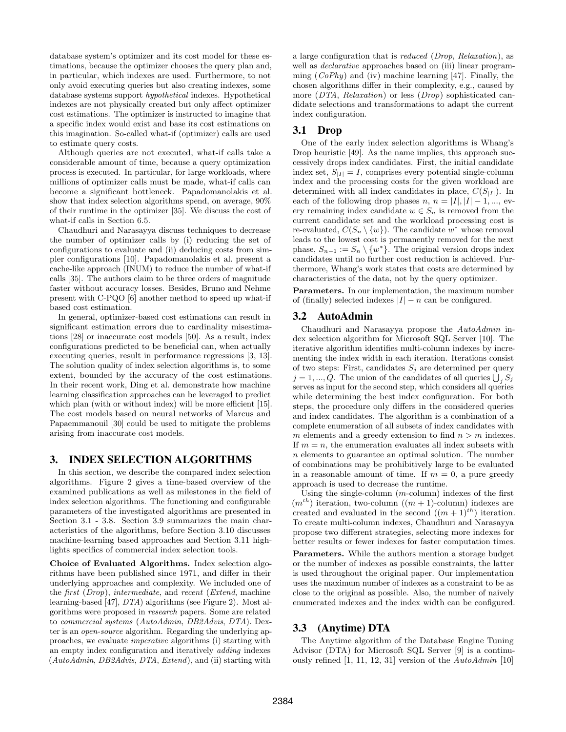database system's optimizer and its cost model for these estimations, because the optimizer chooses the query plan and, in particular, which indexes are used. Furthermore, to not only avoid executing queries but also creating indexes, some database systems support *hypothetical* indexes. Hypothetical indexes are not physically created but only affect optimizer cost estimations. The optimizer is instructed to imagine that a specific index would exist and base its cost estimations on this imagination. So-called what-if (optimizer) calls are used to estimate query costs.

Although queries are not executed, what-if calls take a considerable amount of time, because a query optimization process is executed. In particular, for large workloads, where millions of optimizer calls must be made, what-if calls can become a significant bottleneck. Papadomanolakis et al. show that index selection algorithms spend, on average, 90% of their runtime in the optimizer [35]. We discuss the cost of what-if calls in Section 6.5.

Chaudhuri and Narasayya discuss techniques to decrease the number of optimizer calls by (i) reducing the set of configurations to evaluate and (ii) deducing costs from simpler configurations [10]. Papadomanolakis et al. present a cache-like approach (INUM) to reduce the number of what-if calls [35]. The authors claim to be three orders of magnitude faster without accuracy losses. Besides, Bruno and Nehme present with C-PQO [6] another method to speed up what-if based cost estimation.

In general, optimizer-based cost estimations can result in significant estimation errors due to cardinality misestimations [28] or inaccurate cost models [50]. As a result, index configurations predicted to be beneficial can, when actually executing queries, result in performance regressions [3, 13]. The solution quality of index selection algorithms is, to some extent, bounded by the accuracy of the cost estimations. In their recent work, Ding et al. demonstrate how machine learning classification approaches can be leveraged to predict which plan (with or without index) will be more efficient [15]. The cost models based on neural networks of Marcus and Papaemmanouil [30] could be used to mitigate the problems arising from inaccurate cost models.

# 3. INDEX SELECTION ALGORITHMS

In this section, we describe the compared index selection algorithms. Figure 2 gives a time-based overview of the examined publications as well as milestones in the field of index selection algorithms. The functioning and configurable parameters of the investigated algorithms are presented in Section 3.1 - 3.8. Section 3.9 summarizes the main characteristics of the algorithms, before Section 3.10 discusses machine-learning based approaches and Section 3.11 highlights specifics of commercial index selection tools.

**Choice of Evaluated Algorithms.** Index selection algorithms have been published since 1971, and differ in their underlying approaches and complexity. We included one of the *first* (*Drop*), *intermediate*, and *recent* (*Extend*, machine learning-based [47], *DTA*) algorithms (see Figure 2). Most algorithms were proposed in *research* papers. Some are related to *commercial systems* (*AutoAdmin*, *DB2Advis*, *DTA*). Dexter is an *open-source* algorithm. Regarding the underlying approaches, we evaluate *imperative* algorithms (i) starting with an empty index configuration and iteratively *adding* indexes (*AutoAdmin*, *DB2Advis*, *DTA*, *Extend*), and (ii) starting with a large configuration that is *reduced* (*Drop*, *Relaxation*), as well as *declarative* approaches based on (iii) linear programming (*CoPhy*) and (iv) machine learning [47]. Finally, the chosen algorithms differ in their complexity, e.g., caused by more (*DTA*, *Relaxation*) or less (*Drop*) sophisticated candidate selections and transformations to adapt the current index configuration.

## 3.1 Drop

One of the early index selection algorithms is Whang's Drop heuristic [49]. As the name implies, this approach successively drops index candidates. First, the initial candidate index set, $S_{|I|} = I$, comprises every potential single-column index and the processing costs for the given workload are determined with all index candidates in place, $C(S_{|I|})$. In each of the following drop phases $n$, $n = |I|, |I| - 1, ...$, every remaining index candidate $w \in S_n$ is removed from the current candidate set and the workload processing cost is re-evaluated, $C(S_n \setminus \{w\})$. The candidate $w^*$ whose removal leads to the lowest cost is permanently removed for the next phase, $S_{n-1} := S_n \setminus \{w^*\}$. The original version drops index candidates until no further cost reduction is achieved. Furthermore, Whang's work states that costs are determined by characteristics of the data, not by the query optimizer.

**Parameters.** In our implementation, the maximum number of (finally) selected indexes $|I| - n$ can be configured.

## 3.2 AutoAdmin

Chaudhuri and Narasayya propose the *AutoAdmin* index selection algorithm for Microsoft SQL Server [10]. The iterative algorithm identifies multi-column indexes by incrementing the index width in each iteration. Iterations consist of two steps: First, candidates $S_j$ are determined per query $j = 1, ..., Q$. The union of the candidates of all queries $\bigcup_j S_j$ serves as input for the second step, which considers all queries while determining the best index configuration. For both steps, the procedure only differs in the considered queries and index candidates. The algorithm is a combination of a complete enumeration of all subsets of index candidates with $m$ elements and a greedy extension to find $n > m$ indexes. If $m = n$, the enumeration evaluates all index subsets with $n$ elements to guarantee an optimal solution. The number of combinations may be prohibitively large to be evaluated in a reasonable amount of time. If $m = 0$, a pure greedy approach is used to decrease the runtime.

Using the single-column ($m$-column) indexes of the first ($m^{th}$) iteration, two-column ($(m + 1)$-column) indexes are created and evaluated in the second ($(m + 1)^{th}$) iteration. To create multi-column indexes, Chaudhuri and Narasayya propose two different strategies, selecting more indexes for better results or fewer indexes for faster computation times.

**Parameters.** While the authors mention a storage budget or the number of indexes as possible constraints, the latter is used throughout the original paper. Our implementation uses the maximum number of indexes as a constraint to be as close to the original as possible. Also, the number of naively enumerated indexes and the index width can be configured.

## 3.3 (Anytime) DTA

The Anytime algorithm of the Database Engine Tuning Advisor (DTA) for Microsoft SQL Server [9] is a continuously refined [1, 11, 12, 31] version of the *AutoAdmin* [10]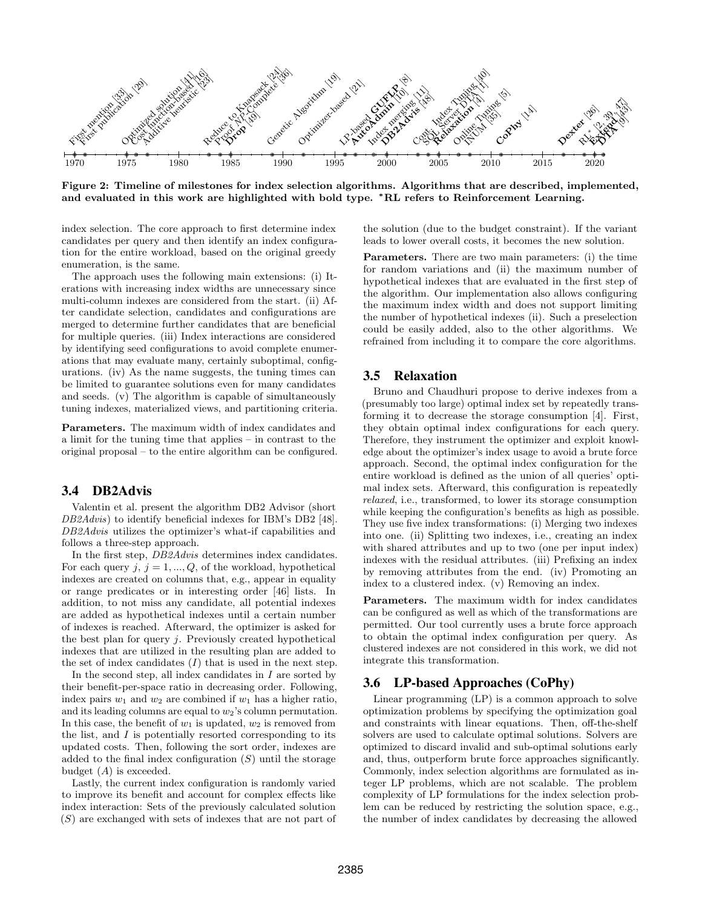1970 1975 1980 1985 1990 1995 2000 2005 2010 2015 2020

First mention [33], First publication [29], Optimized solution [41], Cost function-based [16], Additive heuristic [23], Reduce to Knapsack [24], Proof *NP*-Complete [36], **Drop** [49], Genetic Algorithm [19], Optimizer-based [21], LP-based [8], **GUFLP**, **AutoAdmin** [10], Index merging [11], **DB2Advis** [48], Cont. Index Tuning [40], SQL Server DTA [1], **Relaxation** [4], Online Tuning [5], INUM [35], **CoPhy** [14], **Dexter** [26], RL* [2, 39, 47], **Extend** [43], **DTA** [9]

**Figure 2: Timeline of milestones for index selection algorithms. Algorithms that are described, implemented, and evaluated in this work are highlighted with bold type. \*RL refers to Reinforcement Learning.**

index selection. The core approach to first determine index candidates per query and then identify an index configuration for the entire workload, based on the original greedy enumeration, is the same.

The approach uses the following main extensions: (i) Iterations with increasing index widths are unnecessary since multi-column indexes are considered from the start. (ii) After candidate selection, candidates and configurations are merged to determine further candidates that are beneficial for multiple queries. (iii) Index interactions are considered by identifying seed configurations to avoid complete enumerations that may evaluate many, certainly suboptimal, configurations. (iv) As the name suggests, the tuning times can be limited to guarantee solutions even for many candidates and seeds. (v) The algorithm is capable of simultaneously tuning indexes, materialized views, and partitioning criteria.

**Parameters.** The maximum width of index candidates and a limit for the tuning time that applies – in contrast to the original proposal – to the entire algorithm can be configured.

## 3.4 DB2Advis

Valentin et al. present the algorithm DB2 Advisor (short *DB2Advis*) to identify beneficial indexes for IBM's DB2 [48]. *DB2Advis* utilizes the optimizer's what-if capabilities and follows a three-step approach.

In the first step, *DB2Advis* determines index candidates. For each query $j$, $j = 1, ..., Q$, of the workload, hypothetical indexes are created on columns that, e.g., appear in equality or range predicates or in interesting order [46] lists. In addition, to not miss any candidate, all potential indexes are added as hypothetical indexes until a certain number of indexes is reached. Afterward, the optimizer is asked for the best plan for query $j$. Previously created hypothetical indexes that are utilized in the resulting plan are added to the set of index candidates ($I$) that is used in the next step.

In the second step, all index candidates in $I$ are sorted by their benefit-per-space ratio in decreasing order. Following, index pairs $w_1$ and $w_2$ are combined if $w_1$ has a higher ratio, and its leading columns are equal to $w_2$'s column permutation. In this case, the benefit of $w_1$ is updated, $w_2$ is removed from the list, and $I$ is potentially resorted corresponding to its updated costs. Then, following the sort order, indexes are added to the final index configuration ($S$) until the storage budget ($A$) is exceeded.

Lastly, the current index configuration is randomly varied to improve its benefit and account for complex effects like index interaction: Sets of the previously calculated solution ($S$) are exchanged with sets of indexes that are not part of the solution (due to the budget constraint). If the variant leads to lower overall costs, it becomes the new solution.

**Parameters.** There are two main parameters: (i) the time for random variations and (ii) the maximum number of hypothetical indexes that are evaluated in the first step of the algorithm. Our implementation also allows configuring the maximum index width and does not support limiting the number of hypothetical indexes (ii). Such a preselection could be easily added, also to the other algorithms. We refrained from including it to compare the core algorithms.

## 3.5 Relaxation

Bruno and Chaudhuri propose to derive indexes from a (presumably too large) optimal index set by repeatedly transforming it to decrease the storage consumption [4]. First, they obtain optimal index configurations for each query. Therefore, they instrument the optimizer and exploit knowledge about the optimizer's index usage to avoid a brute force approach. Second, the optimal index configuration for the entire workload is defined as the union of all queries' optimal index sets. Afterward, this configuration is repeatedly *relaxed*, i.e., transformed, to lower its storage consumption while keeping the configuration's benefits as high as possible. They use five index transformations: (i) Merging two indexes into one. (ii) Splitting two indexes, i.e., creating an index with shared attributes and up to two (one per input index) indexes with the residual attributes. (iii) Prefixing an index by removing attributes from the end. (iv) Promoting an index to a clustered index. (v) Removing an index.

**Parameters.** The maximum width for index candidates can be configured as well as which of the transformations are permitted. Our tool currently uses a brute force approach to obtain the optimal index configuration per query. As clustered indexes are not considered in this work, we did not integrate this transformation.

## 3.6 LP-based Approaches (CoPhy)

Linear programming (LP) is a common approach to solve optimization problems by specifying the optimization goal and constraints with linear equations. Then, off-the-shelf solvers are used to calculate optimal solutions. Solvers are optimized to discard invalid and sub-optimal solutions early and, thus, outperform brute force approaches significantly. Commonly, index selection algorithms are formulated as integer LP problems, which are not scalable. The problem complexity of LP formulations for the index selection problem can be reduced by restricting the solution space, e.g., the number of index candidates by decreasing the allowed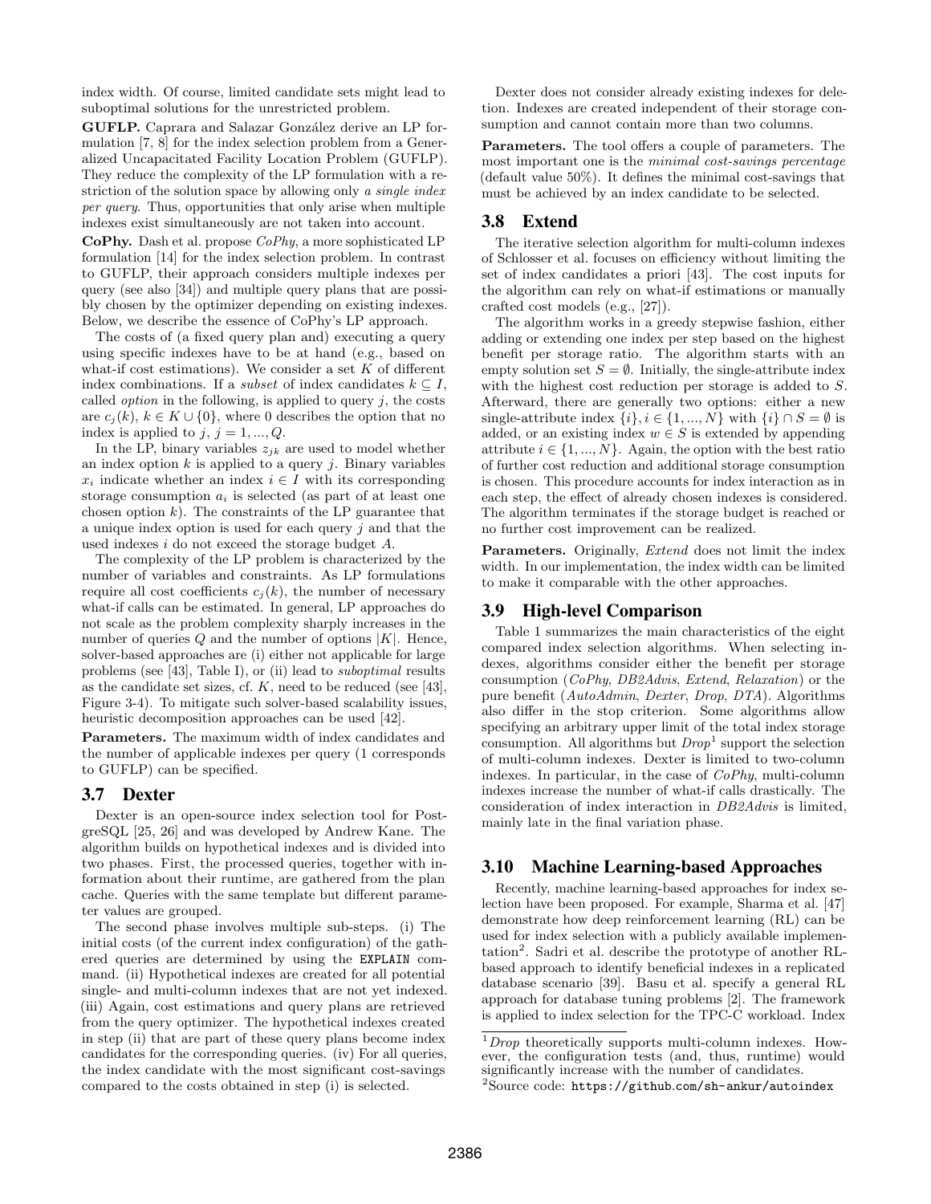index width. Of course, limited candidate sets might lead to suboptimal solutions for the unrestricted problem.

**GUFLP.** Caprara and Salazar González derive an LP formulation [7, 8] for the index selection problem from a Generalized Uncapacitated Facility Location Problem (GUFLP). They reduce the complexity of the LP formulation with a restriction of the solution space by allowing only *a single index per query*. Thus, opportunities that only arise when multiple indexes exist simultaneously are not taken into account.

**CoPhy.** Dash et al. propose *CoPhy*, a more sophisticated LP formulation [14] for the index selection problem. In contrast to GUFLP, their approach considers multiple indexes per query (see also [34]) and multiple query plans that are possibly chosen by the optimizer depending on existing indexes. Below, we describe the essence of CoPhy's LP approach.

The costs of (a fixed query plan and) executing a query using specific indexes have to be at hand (e.g., based on what-if cost estimations). We consider a set $K$ of different index combinations. If a *subset* of index candidates $k \subseteq I$, called *option* in the following, is applied to query $j$, the costs are $c_j(k)$, $k \in K \cup \{0\}$, where 0 describes the option that no index is applied to $j$, $j = 1, ..., Q$.

In the LP, binary variables $z_{jk}$ are used to model whether an index option $k$ is applied to a query $j$. Binary variables $x_i$ indicate whether an index $i \in I$ with its corresponding storage consumption $a_i$ is selected (as part of at least one chosen option $k$). The constraints of the LP guarantee that a unique index option is used for each query $j$ and that the used indexes $i$ do not exceed the storage budget $A$.

The complexity of the LP problem is characterized by the number of variables and constraints. As LP formulations require all cost coefficients $c_j(k)$, the number of necessary what-if calls can be estimated. In general, LP approaches do not scale as the problem complexity sharply increases in the number of queries $Q$ and the number of options $|K|$. Hence, solver-based approaches are (i) either not applicable for large problems (see [43], Table I), or (ii) lead to *suboptimal* results as the candidate set sizes, cf. $K$, need to be reduced (see [43], Figure 3-4). To mitigate such solver-based scalability issues, heuristic decomposition approaches can be used [42].

**Parameters.** The maximum width of index candidates and the number of applicable indexes per query (1 corresponds to GUFLP) can be specified.

## 3.7 Dexter

Dexter is an open-source index selection tool for PostgreSQL [25, 26] and was developed by Andrew Kane. The algorithm builds on hypothetical indexes and is divided into two phases. First, the processed queries, together with information about their runtime, are gathered from the plan cache. Queries with the same template but different parameter values are grouped.

The second phase involves multiple sub-steps. (i) The initial costs (of the current index configuration) of the gathered queries are determined by using the `EXPLAIN` command. (ii) Hypothetical indexes are created for all potential single- and multi-column indexes that are not yet indexed. (iii) Again, cost estimations and query plans are retrieved from the query optimizer. The hypothetical indexes created in step (ii) that are part of these query plans become index candidates for the corresponding queries. (iv) For all queries, the index candidate with the most significant cost-savings compared to the costs obtained in step (i) is selected.

Dexter does not consider already existing indexes for deletion. Indexes are created independent of their storage consumption and cannot contain more than two columns.

**Parameters.** The tool offers a couple of parameters. The most important one is the *minimal cost-savings percentage* (default value 50%). It defines the minimal cost-savings that must be achieved by an index candidate to be selected.

## 3.8 Extend

The iterative selection algorithm for multi-column indexes of Schlosser et al. focuses on efficiency without limiting the set of index candidates a priori [43]. The cost inputs for the algorithm can rely on what-if estimations or manually crafted cost models (e.g., [27]).

The algorithm works in a greedy stepwise fashion, either adding or extending one index per step based on the highest benefit per storage ratio. The algorithm starts with an empty solution set $S = \emptyset$. Initially, the single-attribute index with the highest cost reduction per storage is added to $S$. Afterward, there are generally two options: either a new single-attribute index $\{i\}, i \in \{1, ..., N\}$ with $\{i\} \cap S = \emptyset$ is added, or an existing index $w \in S$ is extended by appending attribute $i \in \{1, ..., N\}$. Again, the option with the best ratio of further cost reduction and additional storage consumption is chosen. This procedure accounts for index interaction as in each step, the effect of already chosen indexes is considered. The algorithm terminates if the storage budget is reached or no further cost improvement can be realized.

**Parameters.** Originally, *Extend* does not limit the index width. In our implementation, the index width can be limited to make it comparable with the other approaches.

## 3.9 High-level Comparison

Table 1 summarizes the main characteristics of the eight compared index selection algorithms. When selecting indexes, algorithms consider either the benefit per storage consumption (*CoPhy*, *DB2Advis*, *Extend*, *Relaxation*) or the pure benefit (*AutoAdmin*, *Dexter*, *Drop*, *DTA*). Algorithms also differ in the stop criterion. Some algorithms allow specifying an arbitrary upper limit of the total index storage consumption. All algorithms but *Drop*[1] support the selection of multi-column indexes. Dexter is limited to two-column indexes. In particular, in the case of *CoPhy*, multi-column indexes increase the number of what-if calls drastically. The consideration of index interaction in *DB2Advis* is limited, mainly late in the final variation phase.

## 3.10 Machine Learning-based Approaches

Recently, machine learning-based approaches for index selection have been proposed. For example, Sharma et al. [47] demonstrate how deep reinforcement learning (RL) can be used for index selection with a publicly available implementation[2]. Sadri et al. describe the prototype of another RL-based approach to identify beneficial indexes in a replicated database scenario [39]. Basu et al. specify a general RL approach for database tuning problems [2]. The framework is applied to index selection for the TPC-C workload. Index

[1] *Drop* theoretically supports multi-column indexes. However, the configuration tests (and, thus, runtime) would significantly increase with the number of candidates.

[2] Source code: `https://github.com/sh-ankur/autoindex`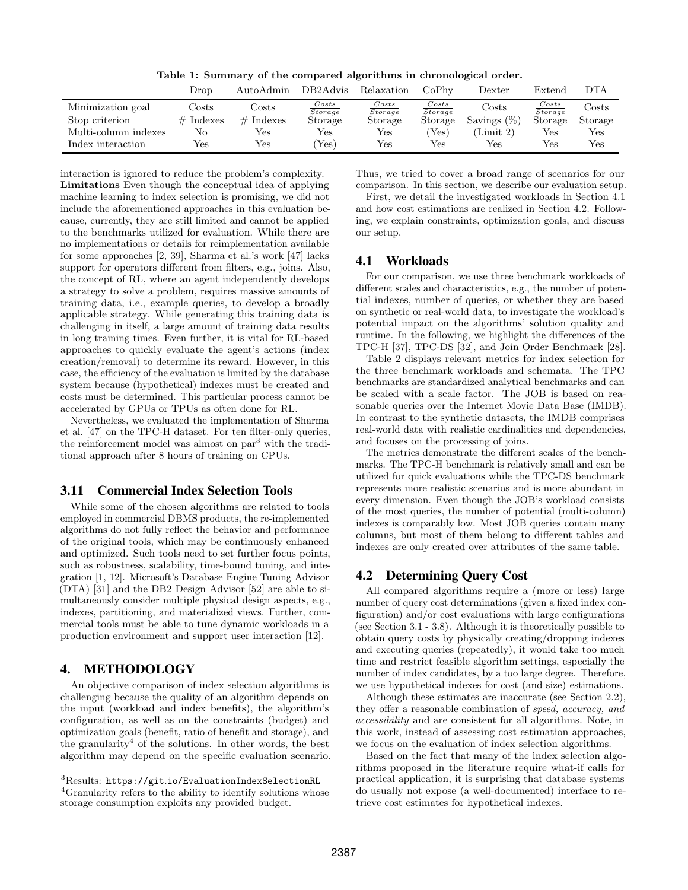Table 1: Summary of the compared algorithms in chronological order.

| | Drop | AutoAdmin | DB2Advis | Relaxation | CoPhy | Dexter | Extend | DTA |
|---|---|---|---|---|---|---|---|---|
| Minimization goal | Costs | Costs | $\frac{Costs}{Storage}$ | $\frac{Costs}{Storage}$ | $\frac{Costs}{Storage}$ | Costs | $\frac{Costs}{Storage}$ | Costs |
| Stop criterion | # Indexes | # Indexes | Storage | Storage | Storage | Savings (%) | Storage | Storage |
| Multi-column indexes | No | Yes | Yes | Yes | (Yes) | (Limit 2) | Yes | Yes |
| Index interaction | Yes | Yes | (Yes) | Yes | Yes | Yes | Yes | Yes |

interaction is ignored to reduce the problem's complexity.

**Limitations** Even though the conceptual idea of applying machine learning to index selection is promising, we did not include the aforementioned approaches in this evaluation because, currently, they are still limited and cannot be applied to the benchmarks utilized for evaluation. While there are no implementations or details for reimplementation available for some approaches [2, 39], Sharma et al.'s work [47] lacks support for operators different from filters, e.g., joins. Also, the concept of RL, where an agent independently develops a strategy to solve a problem, requires massive amounts of training data, i.e., example queries, to develop a broadly applicable strategy. While generating this training data is challenging in itself, a large amount of training data results in long training times. Even further, it is vital for RL-based approaches to quickly evaluate the agent's actions (index creation/removal) to determine its reward. However, in this case, the efficiency of the evaluation is limited by the database system because (hypothetical) indexes must be created and costs must be determined. This particular process cannot be accelerated by GPUs or TPUs as often done for RL.

Nevertheless, we evaluated the implementation of Sharma et al. [47] on the TPC-H dataset. For ten filter-only queries, the reinforcement model was almost on par[3] with the traditional approach after 8 hours of training on CPUs.

### 3.11 Commercial Index Selection Tools

While some of the chosen algorithms are related to tools employed in commercial DBMS products, the re-implemented algorithms do not fully reflect the behavior and performance of the original tools, which may be continuously enhanced and optimized. Such tools need to set further focus points, such as robustness, scalability, time-bound tuning, and integration [1, 12]. Microsoft's Database Engine Tuning Advisor (DTA) [31] and the DB2 Design Advisor [52] are able to simultaneously consider multiple physical design aspects, e.g., indexes, partitioning, and materialized views. Further, commercial tools must be able to tune dynamic workloads in a production environment and support user interaction [12].

## 4. METHODOLOGY

An objective comparison of index selection algorithms is challenging because the quality of an algorithm depends on the input (workload and index benefits), the algorithm's configuration, as well as on the constraints (budget) and optimization goals (benefit, ratio of benefit and storage), and the granularity[4] of the solutions. In other words, the best algorithm may depend on the specific evaluation scenario. Thus, we tried to cover a broad range of scenarios for our comparison. In this section, we describe our evaluation setup.

First, we detail the investigated workloads in Section 4.1 and how cost estimations are realized in Section 4.2. Following, we explain constraints, optimization goals, and discuss our setup.

### 4.1 Workloads

For our comparison, we use three benchmark workloads of different scales and characteristics, e.g., the number of potential indexes, number of queries, or whether they are based on synthetic or real-world data, to investigate the workload's potential impact on the algorithms' solution quality and runtime. In the following, we highlight the differences of the TPC-H [37], TPC-DS [32], and Join Order Benchmark [28].

Table 2 displays relevant metrics for index selection for the three benchmark workloads and schemata. The TPC benchmarks are standardized analytical benchmarks and can be scaled with a scale factor. The JOB is based on reasonable queries over the Internet Movie Data Base (IMDB). In contrast to the synthetic datasets, the IMDB comprises real-world data with realistic cardinalities and dependencies, and focuses on the processing of joins.

The metrics demonstrate the different scales of the benchmarks. The TPC-H benchmark is relatively small and can be utilized for quick evaluations while the TPC-DS benchmark represents more realistic scenarios and is more abundant in every dimension. Even though the JOB's workload consists of the most queries, the number of potential (multi-column) indexes is comparably low. Most JOB queries contain many columns, but most of them belong to different tables and indexes are only created over attributes of the same table.

### 4.2 Determining Query Cost

All compared algorithms require a (more or less) large number of query cost determinations (given a fixed index configuration) and/or cost evaluations with large configurations (see Section 3.1 - 3.8). Although it is theoretically possible to obtain query costs by physically creating/dropping indexes and executing queries (repeatedly), it would take too much time and restrict feasible algorithm settings, especially the number of index candidates, by a too large degree. Therefore, we use hypothetical indexes for cost (and size) estimations.

Although these estimates are inaccurate (see Section 2.2), they offer a reasonable combination of *speed, accuracy, and accessibility* and are consistent for all algorithms. Note, in this work, instead of assessing cost estimation approaches, we focus on the evaluation of index selection algorithms.

Based on the fact that many of the index selection algorithms proposed in the literature require what-if calls for practical application, it is surprising that database systems do usually not expose (a well-documented) interface to retrieve cost estimates for hypothetical indexes.

[3] Results: `https://git.io/EvaluationIndexSelectionRL`

[4] Granularity refers to the ability to identify solutions whose storage consumption exploits any provided budget.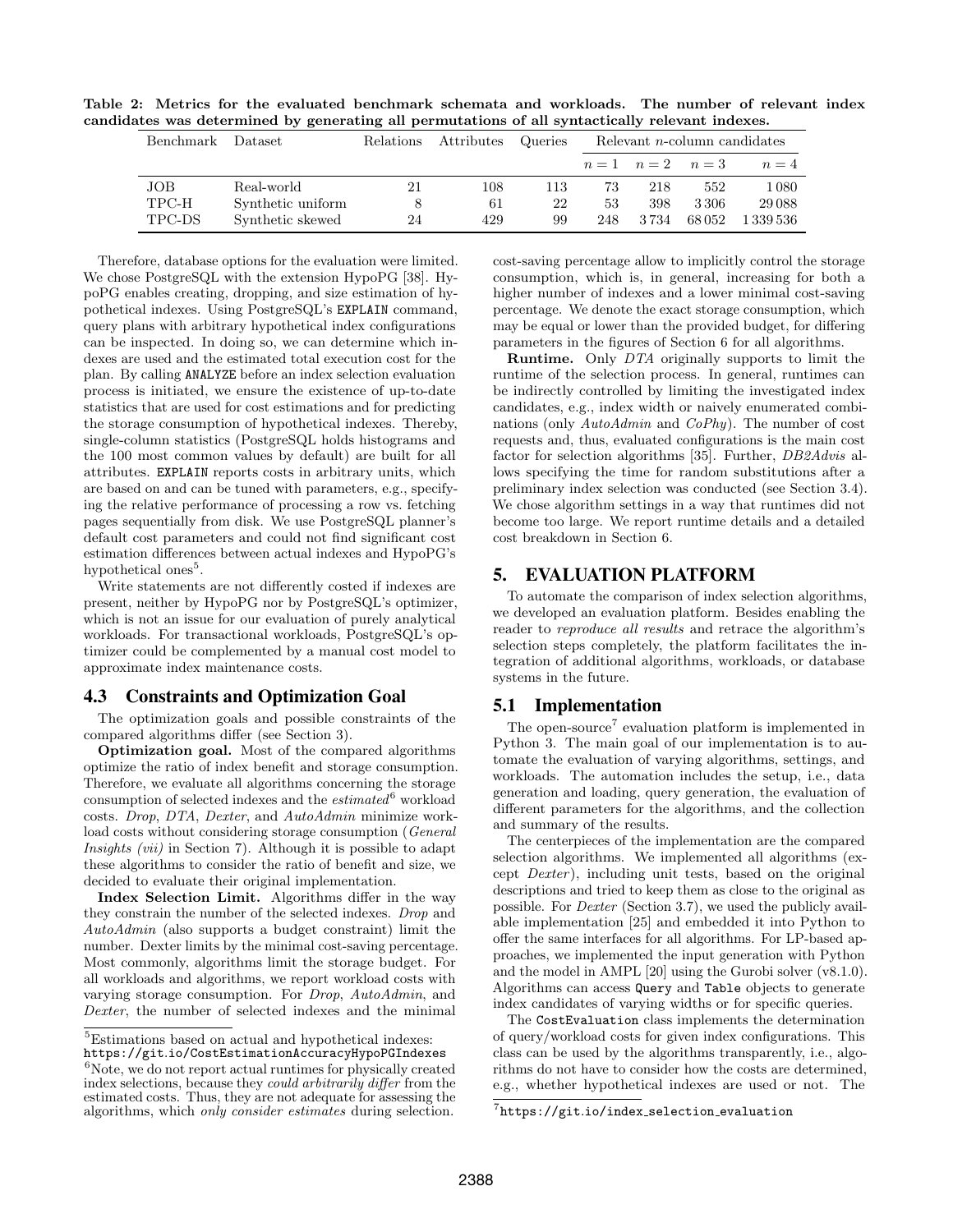**Table 2: Metrics for the evaluated benchmark schemata and workloads. The number of relevant index candidates was determined by generating all permutations of all syntactically relevant indexes.**

| Benchmark | Dataset | Relations | Attributes | Queries | Relevant $n$-column candidates | | | |
|---|---|---|---|---|---|---|---|---|
| | | | | | $n=1$ | $n=2$ | $n=3$ | $n=4$ |
| JOB | Real-world | 21 | 108 | 113 | 73 | 218 | 552 | 1 080 |
| TPC-H | Synthetic uniform | 8 | 61 | 22 | 53 | 398 | 3 306 | 29 088 |
| TPC-DS | Synthetic skewed | 24 | 429 | 99 | 248 | 3 734 | 68 052 | 1 339 536 |

Therefore, database options for the evaluation were limited. We chose PostgreSQL with the extension HypoPG [38]. HypoPG enables creating, dropping, and size estimation of hypothetical indexes. Using PostgreSQL's `EXPLAIN` command, query plans with arbitrary hypothetical index configurations can be inspected. In doing so, we can determine which indexes are used and the estimated total execution cost for the plan. By calling `ANALYZE` before an index selection evaluation process is initiated, we ensure the existence of up-to-date statistics that are used for cost estimations and for predicting the storage consumption of hypothetical indexes. Thereby, single-column statistics (PostgreSQL holds histograms and the 100 most common values by default) are built for all attributes. `EXPLAIN` reports costs in arbitrary units, which are based on and can be tuned with parameters, e.g., specifying the relative performance of processing a row vs. fetching pages sequentially from disk. We use PostgreSQL planner's default cost parameters and could not find significant cost estimation differences between actual indexes and HypoPG's hypothetical ones[5].

Write statements are not differently costed if indexes are present, neither by HypoPG nor by PostgreSQL's optimizer, which is not an issue for our evaluation of purely analytical workloads. For transactional workloads, PostgreSQL's optimizer could be complemented by a manual cost model to approximate index maintenance costs.

## 4.3 Constraints and Optimization Goal

The optimization goals and possible constraints of the compared algorithms differ (see Section 3).

**Optimization goal.** Most of the compared algorithms optimize the ratio of index benefit and storage consumption. Therefore, we evaluate all algorithms concerning the storage consumption of selected indexes and the *estimated*[6] workload costs. *Drop*, *DTA*, *Dexter*, and *AutoAdmin* minimize workload costs without considering storage consumption (*General Insights (vii)* in Section 7). Although it is possible to adapt these algorithms to consider the ratio of benefit and size, we decided to evaluate their original implementation.

**Index Selection Limit.** Algorithms differ in the way they constrain the number of the selected indexes. *Drop* and *AutoAdmin* (also supports a budget constraint) limit the number. Dexter limits by the minimal cost-saving percentage. Most commonly, algorithms limit the storage budget. For all workloads and algorithms, we report workload costs with varying storage consumption. For *Drop*, *AutoAdmin*, and *Dexter*, the number of selected indexes and the minimal cost-saving percentage allow to implicitly control the storage consumption, which is, in general, increasing for both a higher number of indexes and a lower minimal cost-saving percentage. We denote the exact storage consumption, which may be equal or lower than the provided budget, for differing parameters in the figures of Section 6 for all algorithms.

**Runtime.** Only *DTA* originally supports to limit the runtime of the selection process. In general, runtimes can be indirectly controlled by limiting the investigated index candidates, e.g., index width or naively enumerated combinations (only *AutoAdmin* and *CoPhy*). The number of cost requests and, thus, evaluated configurations is the main cost factor for selection algorithms [35]. Further, *DB2Advis* allows specifying the time for random substitutions after a preliminary index selection was conducted (see Section 3.4). We chose algorithm settings in a way that runtimes did not become too large. We report runtime details and a detailed cost breakdown in Section 6.

# 5. EVALUATION PLATFORM

To automate the comparison of index selection algorithms, we developed an evaluation platform. Besides enabling the reader to *reproduce all results* and retrace the algorithm's selection steps completely, the platform facilitates the integration of additional algorithms, workloads, or database systems in the future.

## 5.1 Implementation

The open-source[7] evaluation platform is implemented in Python 3. The main goal of our implementation is to automate the evaluation of varying algorithms, settings, and workloads. The automation includes the setup, i.e., data generation and loading, query generation, the evaluation of different parameters for the algorithms, and the collection and summary of the results.

The centerpieces of the implementation are the compared selection algorithms. We implemented all algorithms (except *Dexter*), including unit tests, based on the original descriptions and tried to keep them as close to the original as possible. For *Dexter* (Section 3.7), we used the publicly available implementation [25] and embedded it into Python to offer the same interfaces for all algorithms. For LP-based approaches, we implemented the input generation with Python and the model in AMPL [20] using the Gurobi solver (v8.1.0). Algorithms can access `Query` and `Table` objects to generate index candidates of varying widths or for specific queries.

The `CostEvaluation` class implements the determination of query/workload costs for given index configurations. This class can be used by the algorithms transparently, i.e., algorithms do not have to consider how the costs are determined, e.g., whether hypothetical indexes are used or not. The

[5] Estimations based on actual and hypothetical indexes: https://git.io/CostEstimationAccuracyHypoPGIndexes

[6] Note, we do not report actual runtimes for physically created index selections, because they *could arbitrarily differ* from the estimated costs. Thus, they are not adequate for assessing the algorithms, which *only consider estimates* during selection.

[7] https://git.io/index_selection_evaluation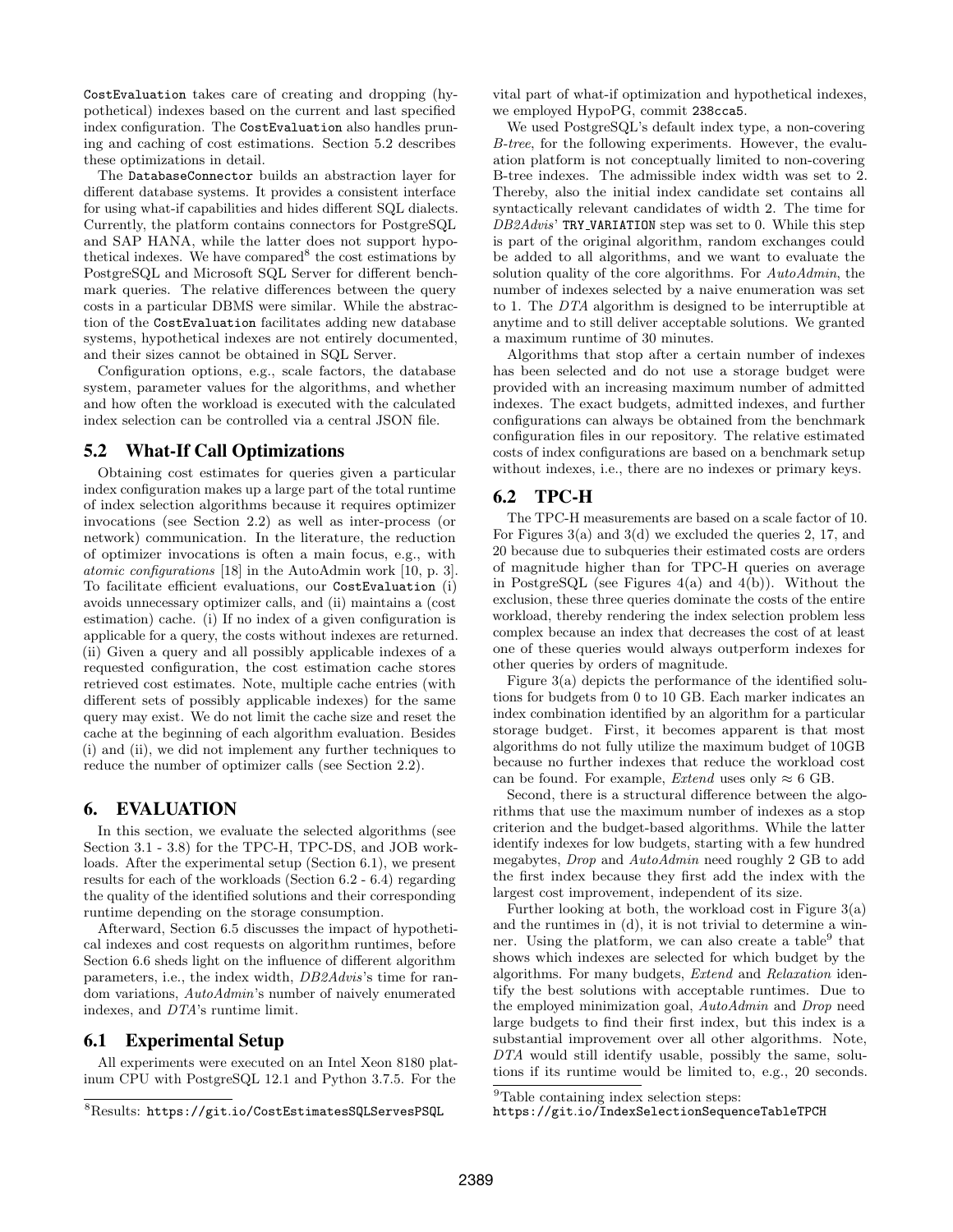CostEvaluation takes care of creating and dropping (hypothetical) indexes based on the current and last specified index configuration. The CostEvaluation also handles pruning and caching of cost estimations. Section 5.2 describes these optimizations in detail.

The DatabaseConnector builds an abstraction layer for different database systems. It provides a consistent interface for using what-if capabilities and hides different SQL dialects. Currently, the platform contains connectors for PostgreSQL and SAP HANA, while the latter does not support hypothetical indexes. We have compared[8] the cost estimations by PostgreSQL and Microsoft SQL Server for different benchmark queries. The relative differences between the query costs in a particular DBMS were similar. While the abstraction of the CostEvaluation facilitates adding new database systems, hypothetical indexes are not entirely documented, and their sizes cannot be obtained in SQL Server.

Configuration options, e.g., scale factors, the database system, parameter values for the algorithms, and whether and how often the workload is executed with the calculated index selection can be controlled via a central JSON file.

## 5.2 What-If Call Optimizations

Obtaining cost estimates for queries given a particular index configuration makes up a large part of the total runtime of index selection algorithms because it requires optimizer invocations (see Section 2.2) as well as inter-process (or network) communication. In the literature, the reduction of optimizer invocations is often a main focus, e.g., with *atomic configurations* [18] in the AutoAdmin work [10, p. 3]. To facilitate efficient evaluations, our CostEvaluation (i) avoids unnecessary optimizer calls, and (ii) maintains a (cost estimation) cache. (i) If no index of a given configuration is applicable for a query, the costs without indexes are returned. (ii) Given a query and all possibly applicable indexes of a requested configuration, the cost estimation cache stores retrieved cost estimates. Note, multiple cache entries (with different sets of possibly applicable indexes) for the same query may exist. We do not limit the cache size and reset the cache at the beginning of each algorithm evaluation. Besides (i) and (ii), we did not implement any further techniques to reduce the number of optimizer calls (see Section 2.2).

# 6. EVALUATION

In this section, we evaluate the selected algorithms (see Section 3.1 - 3.8) for the TPC-H, TPC-DS, and JOB workloads. After the experimental setup (Section 6.1), we present results for each of the workloads (Section 6.2 - 6.4) regarding the quality of the identified solutions and their corresponding runtime depending on the storage consumption.

Afterward, Section 6.5 discusses the impact of hypothetical indexes and cost requests on algorithm runtimes, before Section 6.6 sheds light on the influence of different algorithm parameters, i.e., the index width, *DB2Advis*'s time for random variations, *AutoAdmin*'s number of naively enumerated indexes, and *DTA*'s runtime limit.

## 6.1 Experimental Setup

All experiments were executed on an Intel Xeon 8180 platinum CPU with PostgreSQL 12.1 and Python 3.7.5. For the vital part of what-if optimization and hypothetical indexes, we employed HypoPG, commit 238cca5.

We used PostgreSQL's default index type, a non-covering *B-tree*, for the following experiments. However, the evaluation platform is not conceptually limited to non-covering B-tree indexes. The admissible index width was set to 2. Thereby, also the initial index candidate set contains all syntactically relevant candidates of width 2. The time for *DB2Advis*' TRY_VARIATION step was set to 0. While this step is part of the original algorithm, random exchanges could be added to all algorithms, and we want to evaluate the solution quality of the core algorithms. For *AutoAdmin*, the number of indexes selected by a naive enumeration was set to 1. The *DTA* algorithm is designed to be interruptible at anytime and to still deliver acceptable solutions. We granted a maximum runtime of 30 minutes.

Algorithms that stop after a certain number of indexes has been selected and do not use a storage budget were provided with an increasing maximum number of admitted indexes. The exact budgets, admitted indexes, and further configurations can always be obtained from the benchmark configuration files in our repository. The relative estimated costs of index configurations are based on a benchmark setup without indexes, i.e., there are no indexes or primary keys.

## 6.2 TPC-H

The TPC-H measurements are based on a scale factor of 10. For Figures 3(a) and 3(d) we excluded the queries 2, 17, and 20 because due to subqueries their estimated costs are orders of magnitude higher than for TPC-H queries on average in PostgreSQL (see Figures 4(a) and 4(b)). Without the exclusion, these three queries dominate the costs of the entire workload, thereby rendering the index selection problem less complex because an index that decreases the cost of at least one of these queries would always outperform indexes for other queries by orders of magnitude.

Figure 3(a) depicts the performance of the identified solutions for budgets from 0 to 10 GB. Each marker indicates an index combination identified by an algorithm for a particular storage budget. First, it becomes apparent is that most algorithms do not fully utilize the maximum budget of 10GB because no further indexes that reduce the workload cost can be found. For example, *Extend* uses only ≈ 6 GB.

Second, there is a structural difference between the algorithms that use the maximum number of indexes as a stop criterion and the budget-based algorithms. While the latter identify indexes for low budgets, starting with a few hundred megabytes, *Drop* and *AutoAdmin* need roughly 2 GB to add the first index because they first add the index with the largest cost improvement, independent of its size.

Further looking at both, the workload cost in Figure 3(a) and the runtimes in (d), it is not trivial to determine a winner. Using the platform, we can also create a table[9] that shows which indexes are selected for which budget by the algorithms. For many budgets, *Extend* and *Relaxation* identify the best solutions with acceptable runtimes. Due to the employed minimization goal, *AutoAdmin* and *Drop* need large budgets to find their first index, but this index is a substantial improvement over all other algorithms. Note, *DTA* would still identify usable, possibly the same, solutions if its runtime would be limited to, e.g., 20 seconds.

[8] Results: https://git.io/CostEstimatesSQLServesPSQL

[9] Table containing index selection steps: https://git.io/IndexSelectionSequenceTableTPCH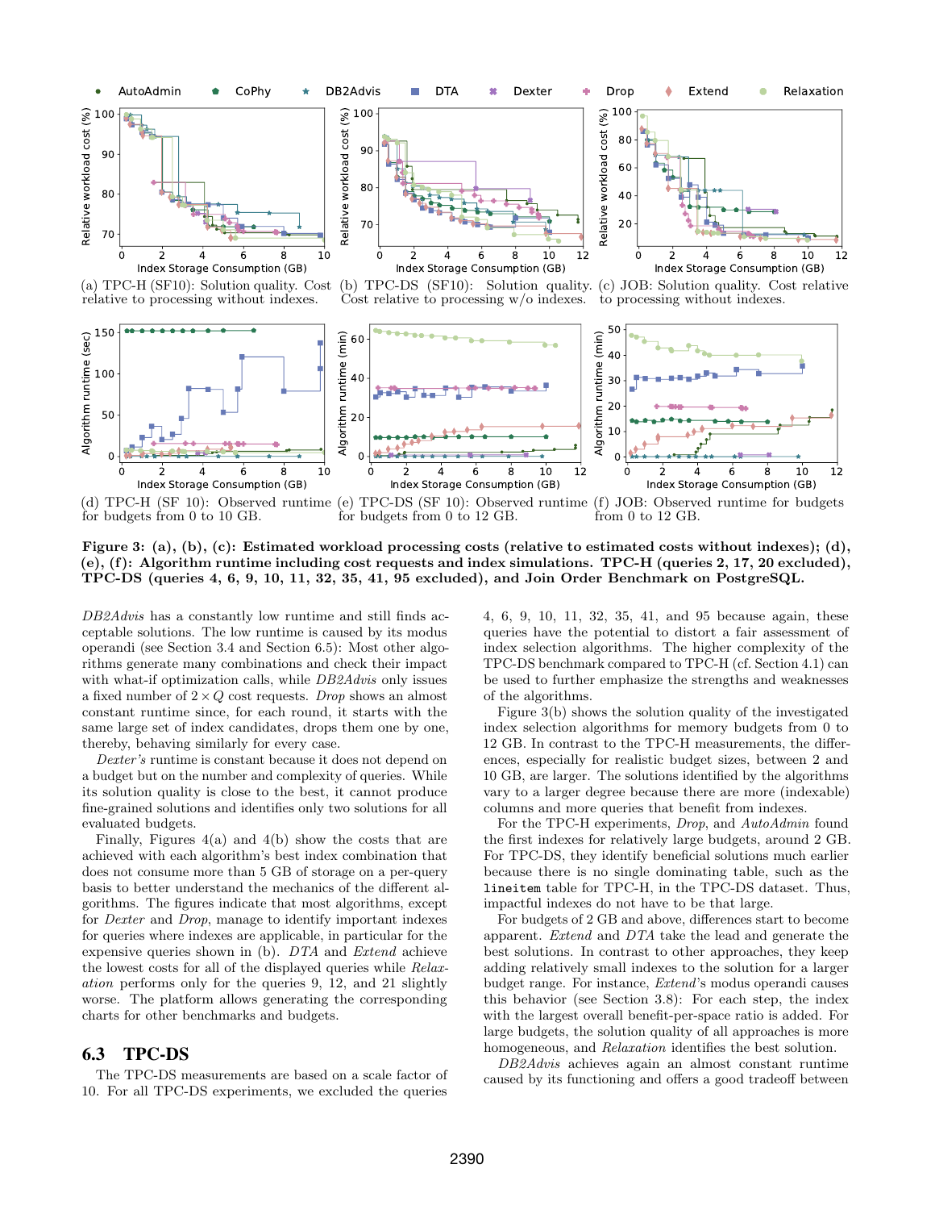(a) TPC-H (SF10): Solution quality. Cost relative to processing without indexes.

(b) TPC-DS (SF10): Solution quality. Cost relative to processing w/o indexes.

(c) JOB: Solution quality. Cost relative to processing without indexes.

(d) TPC-H (SF 10): Observed runtime for budgets from 0 to 10 GB.

(e) TPC-DS (SF 10): Observed runtime for budgets from 0 to 12 GB.

(f) JOB: Observed runtime for budgets from 0 to 12 GB.

**Figure 3: (a), (b), (c): Estimated workload processing costs (relative to estimated costs without indexes); (d), (e), (f): Algorithm runtime including cost requests and index simulations. TPC-H (queries 2, 17, 20 excluded), TPC-DS (queries 4, 6, 9, 10, 11, 32, 35, 41, 95 excluded), and Join Order Benchmark on PostgreSQL.**

*DB2Advis* has a constantly low runtime and still finds acceptable solutions. The low runtime is caused by its modus operandi (see Section 3.4 and Section 6.5): Most other algorithms generate many combinations and check their impact with what-if optimization calls, while *DB2Advis* only issues a fixed number of $2 \times Q$ cost requests. *Drop* shows an almost constant runtime since, for each round, it starts with the same large set of index candidates, drops them one by one, thereby, behaving similarly for every case.

*Dexter's* runtime is constant because it does not depend on a budget but on the number and complexity of queries. While its solution quality is close to the best, it cannot produce fine-grained solutions and identifies only two solutions for all evaluated budgets.

Finally, Figures 4(a) and 4(b) show the costs that are achieved with each algorithm's best index combination that does not consume more than 5 GB of storage on a per-query basis to better understand the mechanics of the different algorithms. The figures indicate that most algorithms, except for *Dexter* and *Drop*, manage to identify important indexes for queries where indexes are applicable, in particular for the expensive queries shown in (b). *DTA* and *Extend* achieve the lowest costs for all of the displayed queries while *Relaxation* performs only for the queries 9, 12, and 21 slightly worse. The platform allows generating the corresponding charts for other benchmarks and budgets.

## 6.3 TPC-DS

The TPC-DS measurements are based on a scale factor of 10. For all TPC-DS experiments, we excluded the queries 4, 6, 9, 10, 11, 32, 35, 41, and 95 because again, these queries have the potential to distort a fair assessment of index selection algorithms. The higher complexity of the TPC-DS benchmark compared to TPC-H (cf. Section 4.1) can be used to further emphasize the strengths and weaknesses of the algorithms.

Figure 3(b) shows the solution quality of the investigated index selection algorithms for memory budgets from 0 to 12 GB. In contrast to the TPC-H measurements, the differences, especially for realistic budget sizes, between 2 and 10 GB, are larger. The solutions identified by the algorithms vary to a larger degree because there are more (indexable) columns and more queries that benefit from indexes.

For the TPC-H experiments, *Drop*, and *AutoAdmin* found the first indexes for relatively large budgets, around 2 GB. For TPC-DS, they identify beneficial solutions much earlier because there is no single dominating table, such as the `lineitem` table for TPC-H, in the TPC-DS dataset. Thus, impactful indexes do not have to be that large.

For budgets of 2 GB and above, differences start to become apparent. *Extend* and *DTA* take the lead and generate the best solutions. In contrast to other approaches, they keep adding relatively small indexes to the solution for a larger budget range. For instance, *Extend*'s modus operandi causes this behavior (see Section 3.8): For each step, the index with the largest overall benefit-per-space ratio is added. For large budgets, the solution quality of all approaches is more homogeneous, and *Relaxation* identifies the best solution.

*DB2Advis* achieves again an almost constant runtime caused by its functioning and offers a good tradeoff between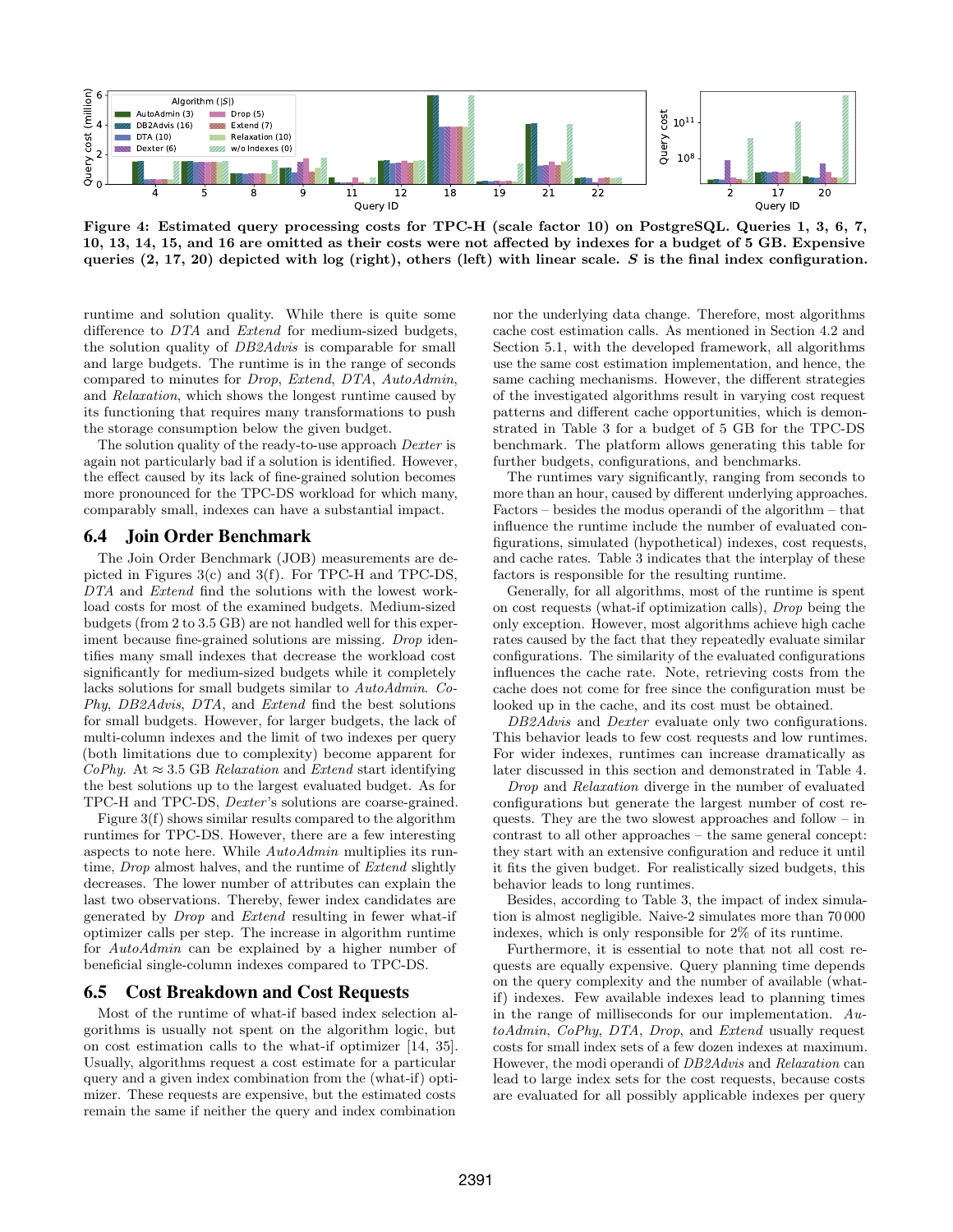**Figure 4: Estimated query processing costs for TPC-H (scale factor 10) on PostgreSQL. Queries 1, 3, 6, 7, 10, 13, 14, 15, and 16 are omitted as their costs were not affected by indexes for a budget of 5 GB. Expensive queries (2, 17, 20) depicted with log (right), others (left) with linear scale. $S$ is the final index configuration.**

runtime and solution quality. While there is quite some difference to *DTA* and *Extend* for medium-sized budgets, the solution quality of *DB2Advis* is comparable for small and large budgets. The runtime is in the range of seconds compared to minutes for *Drop*, *Extend*, *DTA*, *AutoAdmin*, and *Relaxation*, which shows the longest runtime caused by its functioning that requires many transformations to push the storage consumption below the given budget.

The solution quality of the ready-to-use approach *Dexter* is again not particularly bad if a solution is identified. However, the effect caused by its lack of fine-grained solution becomes more pronounced for the TPC-DS workload for which many, comparably small, indexes can have a substantial impact.

## 6.4 Join Order Benchmark

The Join Order Benchmark (JOB) measurements are depicted in Figures 3(c) and 3(f). For TPC-H and TPC-DS, *DTA* and *Extend* find the solutions with the lowest workload costs for most of the examined budgets. Medium-sized budgets (from 2 to 3.5 GB) are not handled well for this experiment because fine-grained solutions are missing. *Drop* identifies many small indexes that decrease the workload cost significantly for medium-sized budgets while it completely lacks solutions for small budgets similar to *AutoAdmin*. *CoPhy*, *DB2Advis*, *DTA*, and *Extend* find the best solutions for small budgets. However, for larger budgets, the lack of multi-column indexes and the limit of two indexes per query (both limitations due to complexity) become apparent for *CoPhy*. At ≈ 3.5 GB *Relaxation* and *Extend* start identifying the best solutions up to the largest evaluated budget. As for TPC-H and TPC-DS, *Dexter*'s solutions are coarse-grained.

Figure 3(f) shows similar results compared to the algorithm runtimes for TPC-DS. However, there are a few interesting aspects to note here. While *AutoAdmin* multiplies its runtime, *Drop* almost halves, and the runtime of *Extend* slightly decreases. The lower number of attributes can explain the last two observations. Thereby, fewer index candidates are generated by *Drop* and *Extend* resulting in fewer what-if optimizer calls per step. The increase in algorithm runtime for *AutoAdmin* can be explained by a higher number of beneficial single-column indexes compared to TPC-DS.

## 6.5 Cost Breakdown and Cost Requests

Most of the runtime of what-if based index selection algorithms is usually not spent on the algorithm logic, but on cost estimation calls to the what-if optimizer [14, 35]. Usually, algorithms request a cost estimate for a particular query and a given index combination from the (what-if) optimizer. These requests are expensive, but the estimated costs remain the same if neither the query and index combination nor the underlying data change. Therefore, most algorithms cache cost estimation calls. As mentioned in Section 4.2 and Section 5.1, with the developed framework, all algorithms use the same cost estimation implementation, and hence, the same caching mechanisms. However, the different strategies of the investigated algorithms result in varying cost request patterns and different cache opportunities, which is demonstrated in Table 3 for a budget of 5 GB for the TPC-DS benchmark. The platform allows generating this table for further budgets, configurations, and benchmarks.

The runtimes vary significantly, ranging from seconds to more than an hour, caused by different underlying approaches. Factors – besides the modus operandi of the algorithm – that influence the runtime include the number of evaluated configurations, simulated (hypothetical) indexes, cost requests, and cache rates. Table 3 indicates that the interplay of these factors is responsible for the resulting runtime.

Generally, for all algorithms, most of the runtime is spent on cost requests (what-if optimization calls), *Drop* being the only exception. However, most algorithms achieve high cache rates caused by the fact that they repeatedly evaluate similar configurations. The similarity of the evaluated configurations influences the cache rate. Note, retrieving costs from the cache does not come for free since the configuration must be looked up in the cache, and its cost must be obtained.

*DB2Advis* and *Dexter* evaluate only two configurations. This behavior leads to few cost requests and low runtimes. For wider indexes, runtimes can increase dramatically as later discussed in this section and demonstrated in Table 4.

*Drop* and *Relaxation* diverge in the number of evaluated configurations but generate the largest number of cost requests. They are the two slowest approaches and follow – in contrast to all other approaches – the same general concept: they start with an extensive configuration and reduce it until it fits the given budget. For realistically sized budgets, this behavior leads to long runtimes.

Besides, according to Table 3, the impact of index simulation is almost negligible. Naive-2 simulates more than 70 000 indexes, which is only responsible for 2% of its runtime.

Furthermore, it is essential to note that not all cost requests are equally expensive. Query planning time depends on the query complexity and the number of available (what-if) indexes. Few available indexes lead to planning times in the range of milliseconds for our implementation. *AutoAdmin*, *CoPhy*, *DTA*, *Drop*, and *Extend* usually request costs for small index sets of a few dozen indexes at maximum. However, the modi operandi of *DB2Advis* and *Relaxation* can lead to large index sets for the cost requests, because costs are evaluated for all possibly applicable indexes per query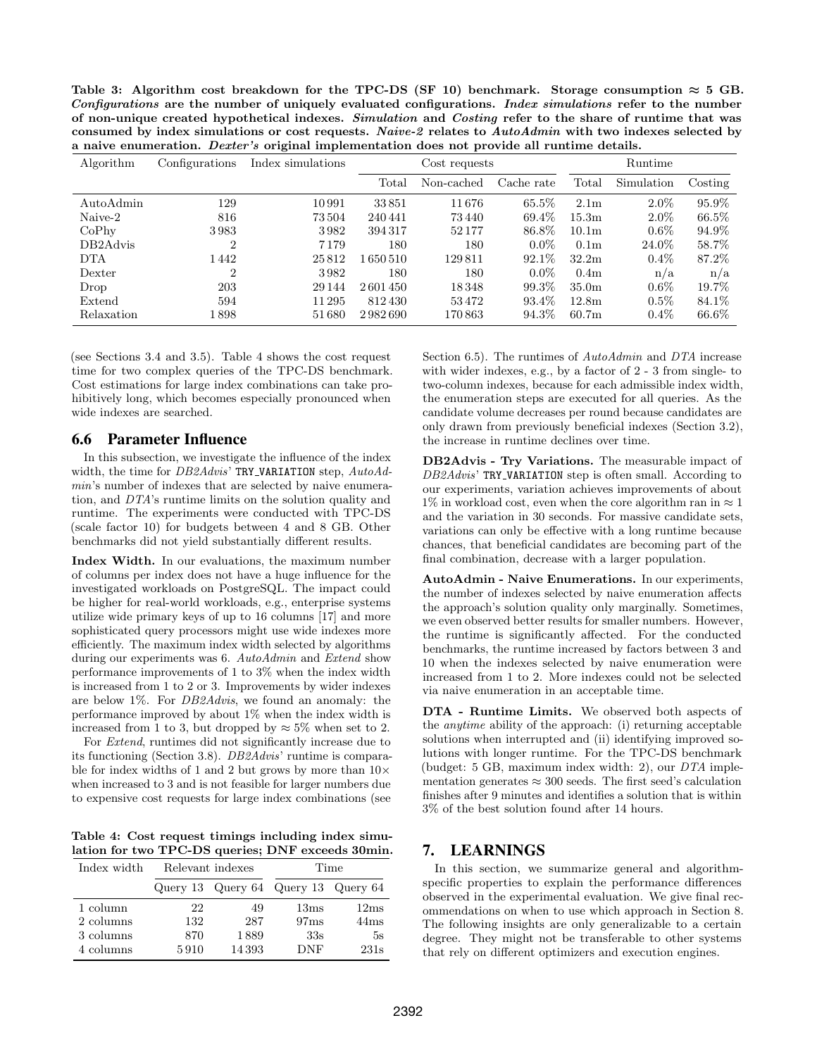**Table 3: Algorithm cost breakdown for the TPC-DS (SF 10) benchmark. Storage consumption ≈ 5 GB. *Configurations* are the number of uniquely evaluated configurations. *Index simulations* refer to the number of non-unique created hypothetical indexes. *Simulation* and *Costing* refer to the share of runtime that was consumed by index simulations or cost requests. *Naive-2* relates to *AutoAdmin* with two indexes selected by a naive enumeration. *Dexter's* original implementation does not provide all runtime details.**

| Algorithm | Configurations | Index simulations | Cost requests | | | Runtime | | |
|---|---|---|---|---|---|---|---|---|
| | | | Total | Non-cached | Cache rate | Total | Simulation | Costing |
| AutoAdmin | 129 | 10991 | 33851 | 11676 | 65.5% | 2.1m | 2.0% | 95.9% |
| Naive-2 | 816 | 73504 | 240441 | 73440 | 69.4% | 15.3m | 2.0% | 66.5% |
| CoPhy | 3983 | 3982 | 394317 | 52177 | 86.8% | 10.1m | 0.6% | 94.9% |
| DB2Advis | 2 | 7179 | 180 | 180 | 0.0% | 0.1m | 24.0% | 58.7% |
| DTA | 1442 | 25812 | 1650510 | 129811 | 92.1% | 32.2m | 0.4% | 87.2% |
| Dexter | 2 | 3982 | 180 | 180 | 0.0% | 0.4m | n/a | n/a |
| Drop | 203 | 29144 | 2601450 | 18348 | 99.3% | 35.0m | 0.6% | 19.7% |
| Extend | 594 | 11295 | 812430 | 53472 | 93.4% | 12.8m | 0.5% | 84.1% |
| Relaxation | 1898 | 51680 | 2982690 | 170863 | 94.3% | 60.7m | 0.4% | 66.6% |

(see Sections 3.4 and 3.5). Table 4 shows the cost request time for two complex queries of the TPC-DS benchmark. Cost estimations for large index combinations can take prohibitively long, which becomes especially pronounced when wide indexes are searched.

## 6.6 Parameter Influence

In this subsection, we investigate the influence of the index width, the time for *DB2Advis*' TRY_VARIATION step, *AutoAdmin*'s number of indexes that are selected by naive enumeration, and *DTA*'s runtime limits on the solution quality and runtime. The experiments were conducted with TPC-DS (scale factor 10) for budgets between 4 and 8 GB. Other benchmarks did not yield substantially different results.

**Index Width.** In our evaluations, the maximum number of columns per index does not have a huge influence for the investigated workloads on PostgreSQL. The impact could be higher for real-world workloads, e.g., enterprise systems utilize wide primary keys of up to 16 columns [17] and more sophisticated query processors might use wide indexes more efficiently. The maximum index width selected by algorithms during our experiments was 6. *AutoAdmin* and *Extend* show performance improvements of 1 to 3% when the index width is increased from 1 to 2 or 3. Improvements by wider indexes are below 1%. For *DB2Advis*, we found an anomaly: the performance improved by about 1% when the index width is increased from 1 to 3, but dropped by ≈ 5% when set to 2.

For *Extend*, runtimes did not significantly increase due to its functioning (Section 3.8). *DB2Advis*' runtime is comparable for index widths of 1 and 2 but grows by more than 10× when increased to 3 and is not feasible for larger numbers due to expensive cost requests for large index combinations (see Section 6.5). The runtimes of *AutoAdmin* and *DTA* increase with wider indexes, e.g., by a factor of 2 - 3 from single- to two-column indexes, because for each admissible index width, the enumeration steps are executed for all queries. As the candidate volume decreases per round because candidates are only drawn from previously beneficial indexes (Section 3.2), the increase in runtime declines over time.

**Table 4: Cost request timings including index simulation for two TPC-DS queries; DNF exceeds 30min.**

| Index width | Relevant indexes | | Time | |
|---|---|---|---|---|
| | Query 13 | Query 64 | Query 13 | Query 64 |
| 1 column | 22 | 49 | 13ms | 12ms |
| 2 columns | 132 | 287 | 97ms | 44ms |
| 3 columns | 870 | 1889 | 33s | 5s |
| 4 columns | 5910 | 14393 | DNF | 231s |

**DB2Advis - Try Variations.** The measurable impact of *DB2Advis*' TRY_VARIATION step is often small. According to our experiments, variation achieves improvements of about 1% in workload cost, even when the core algorithm ran in ≈ 1 and the variation in 30 seconds. For massive candidate sets, variations can only be effective with a long runtime because chances, that beneficial candidates are becoming part of the final combination, decrease with a larger population.

**AutoAdmin - Naive Enumerations.** In our experiments, the number of indexes selected by naive enumeration affects the approach's solution quality only marginally. Sometimes, we even observed better results for smaller numbers. However, the runtime is significantly affected. For the conducted benchmarks, the runtime increased by factors between 3 and 10 when the indexes selected by naive enumeration were increased from 1 to 2. More indexes could not be selected via naive enumeration in an acceptable time.

**DTA - Runtime Limits.** We observed both aspects of the *anytime* ability of the approach: (i) returning acceptable solutions when interrupted and (ii) identifying improved solutions with longer runtime. For the TPC-DS benchmark (budget: 5 GB, maximum index width: 2), our *DTA* implementation generates ≈ 300 seeds. The first seed's calculation finishes after 9 minutes and identifies a solution that is within 3% of the best solution found after 14 hours.

# 7. LEARNINGS

In this section, we summarize general and algorithm-specific properties to explain the performance differences observed in the experimental evaluation. We give final recommendations on when to use which approach in Section 8. The following insights are only generalizable to a certain degree. They might not be transferable to other systems that rely on different optimizers and execution engines.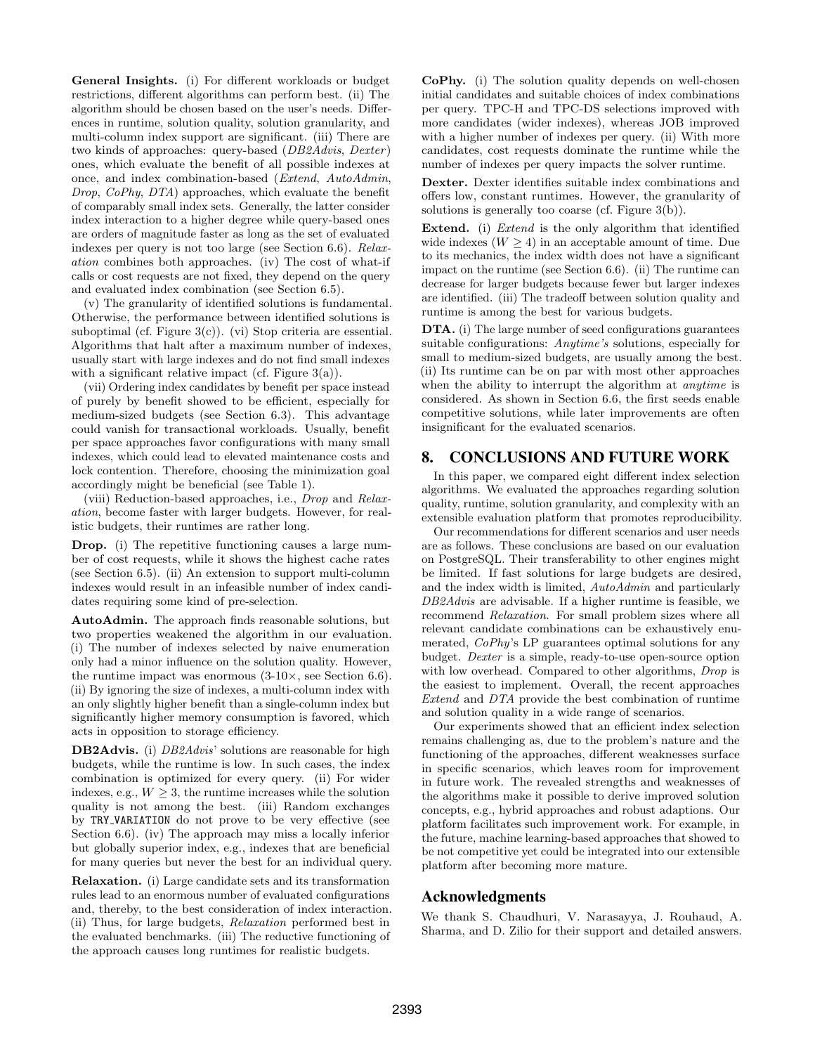**General Insights.** (i) For different workloads or budget restrictions, different algorithms can perform best. (ii) The algorithm should be chosen based on the user's needs. Differences in runtime, solution quality, solution granularity, and multi-column index support are significant. (iii) There are two kinds of approaches: query-based (*DB2Advis*, *Dexter*) ones, which evaluate the benefit of all possible indexes at once, and index combination-based (*Extend*, *AutoAdmin*, *Drop*, *CoPhy*, *DTA*) approaches, which evaluate the benefit of comparably small index sets. Generally, the latter consider index interaction to a higher degree while query-based ones are orders of magnitude faster as long as the set of evaluated indexes per query is not too large (see Section 6.6). *Relaxation* combines both approaches. (iv) The cost of what-if calls or cost requests are not fixed, they depend on the query and evaluated index combination (see Section 6.5).

(v) The granularity of identified solutions is fundamental. Otherwise, the performance between identified solutions is suboptimal (cf. Figure 3(c)). (vi) Stop criteria are essential. Algorithms that halt after a maximum number of indexes, usually start with large indexes and do not find small indexes with a significant relative impact (cf. Figure 3(a)).

(vii) Ordering index candidates by benefit per space instead of purely by benefit showed to be efficient, especially for medium-sized budgets (see Section 6.3). This advantage could vanish for transactional workloads. Usually, benefit per space approaches favor configurations with many small indexes, which could lead to elevated maintenance costs and lock contention. Therefore, choosing the minimization goal accordingly might be beneficial (see Table 1).

(viii) Reduction-based approaches, i.e., *Drop* and *Relaxation*, become faster with larger budgets. However, for realistic budgets, their runtimes are rather long.

**Drop.** (i) The repetitive functioning causes a large number of cost requests, while it shows the highest cache rates (see Section 6.5). (ii) An extension to support multi-column indexes would result in an infeasible number of index candidates requiring some kind of pre-selection.

**AutoAdmin.** The approach finds reasonable solutions, but two properties weakened the algorithm in our evaluation. (i) The number of indexes selected by naive enumeration only had a minor influence on the solution quality. However, the runtime impact was enormous (3-10×, see Section 6.6). (ii) By ignoring the size of indexes, a multi-column index with an only slightly higher benefit than a single-column index but significantly higher memory consumption is favored, which acts in opposition to storage efficiency.

**DB2Advis.** (i) *DB2Advis*' solutions are reasonable for high budgets, while the runtime is low. In such cases, the index combination is optimized for every query. (ii) For wider indexes, e.g., $W \geq 3$, the runtime increases while the solution quality is not among the best. (iii) Random exchanges by `TRY_VARIATION` do not prove to be very effective (see Section 6.6). (iv) The approach may miss a locally inferior but globally superior index, e.g., indexes that are beneficial for many queries but never the best for an individual query.

**Relaxation.** (i) Large candidate sets and its transformation rules lead to an enormous number of evaluated configurations and, thereby, to the best consideration of index interaction. (ii) Thus, for large budgets, *Relaxation* performed best in the evaluated benchmarks. (iii) The reductive functioning of the approach causes long runtimes for realistic budgets.

**CoPhy.** (i) The solution quality depends on well-chosen initial candidates and suitable choices of index combinations per query. TPC-H and TPC-DS selections improved with more candidates (wider indexes), whereas JOB improved with a higher number of indexes per query. (ii) With more candidates, cost requests dominate the runtime while the number of indexes per query impacts the solver runtime.

**Dexter.** Dexter identifies suitable index combinations and offers low, constant runtimes. However, the granularity of solutions is generally too coarse (cf. Figure 3(b)).

**Extend.** (i) *Extend* is the only algorithm that identified wide indexes ($W \geq 4$) in an acceptable amount of time. Due to its mechanics, the index width does not have a significant impact on the runtime (see Section 6.6). (ii) The runtime can decrease for larger budgets because fewer but larger indexes are identified. (iii) The tradeoff between solution quality and runtime is among the best for various budgets.

**DTA.** (i) The large number of seed configurations guarantees suitable configurations: *Anytime's* solutions, especially for small to medium-sized budgets, are usually among the best. (ii) Its runtime can be on par with most other approaches when the ability to interrupt the algorithm at *anytime* is considered. As shown in Section 6.6, the first seeds enable competitive solutions, while later improvements are often insignificant for the evaluated scenarios.

## 8. CONCLUSIONS AND FUTURE WORK

In this paper, we compared eight different index selection algorithms. We evaluated the approaches regarding solution quality, runtime, solution granularity, and complexity with an extensible evaluation platform that promotes reproducibility.

Our recommendations for different scenarios and user needs are as follows. These conclusions are based on our evaluation on PostgreSQL. Their transferability to other engines might be limited. If fast solutions for large budgets are desired, and the index width is limited, *AutoAdmin* and particularly *DB2Advis* are advisable. If a higher runtime is feasible, we recommend *Relaxation*. For small problem sizes where all relevant candidate combinations can be exhaustively enumerated, *CoPhy*'s LP guarantees optimal solutions for any budget. *Dexter* is a simple, ready-to-use open-source option with low overhead. Compared to other algorithms, *Drop* is the easiest to implement. Overall, the recent approaches *Extend* and *DTA* provide the best combination of runtime and solution quality in a wide range of scenarios.

Our experiments showed that an efficient index selection remains challenging as, due to the problem's nature and the functioning of the approaches, different weaknesses surface in specific scenarios, which leaves room for improvement in future work. The revealed strengths and weaknesses of the algorithms make it possible to derive improved solution concepts, e.g., hybrid approaches and robust adaptions. Our platform facilitates such improvement work. For example, in the future, machine learning-based approaches that showed to be not competitive yet could be integrated into our extensible platform after becoming more mature.

## Acknowledgments

We thank S. Chaudhuri, V. Narasayya, J. Rouhaud, A. Sharma, and D. Zilio for their support and detailed answers.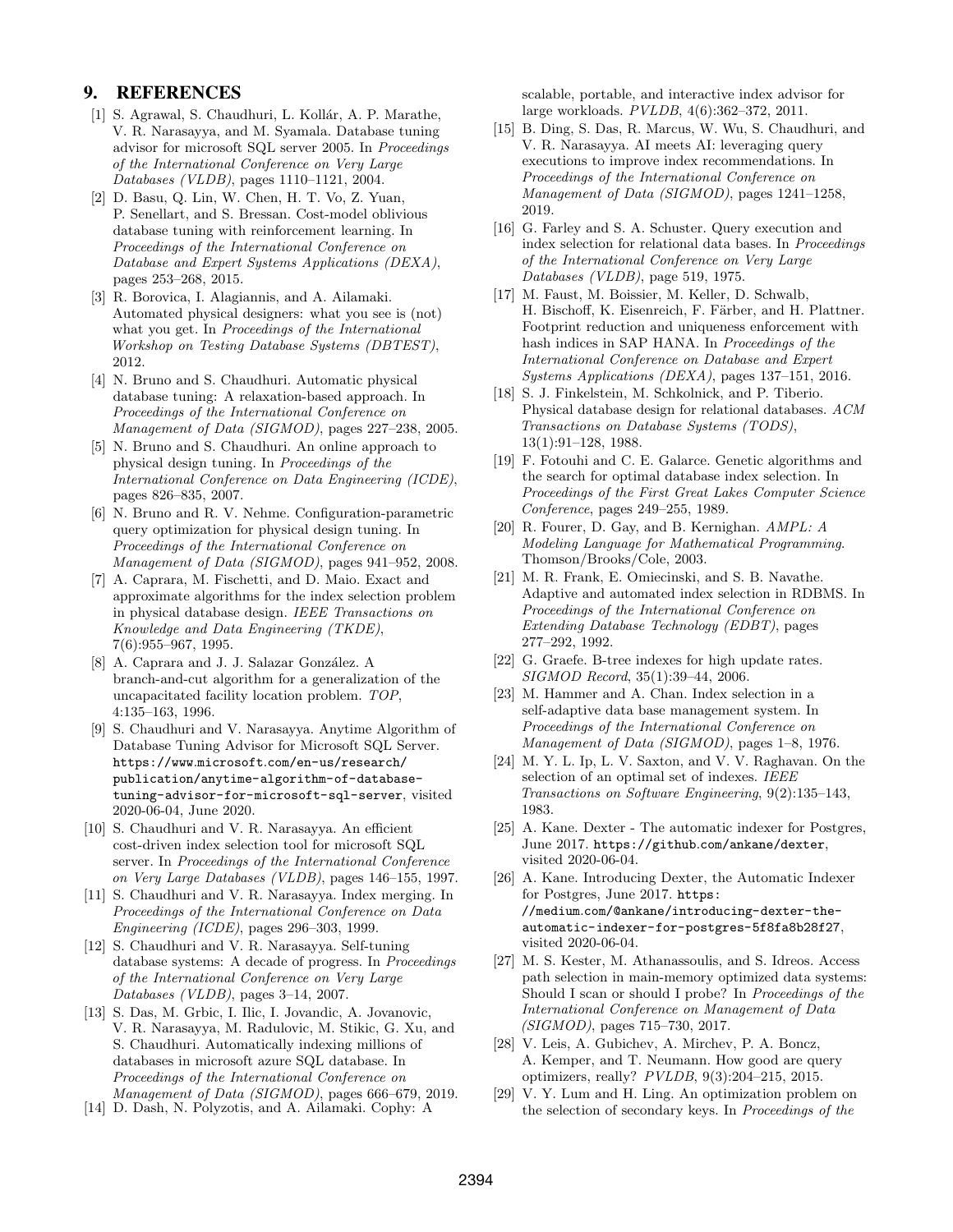## 9. REFERENCES

[1] S. Agrawal, S. Chaudhuri, L. Kollár, A. P. Marathe, V. R. Narasayya, and M. Syamala. Database tuning advisor for microsoft SQL server 2005. In *Proceedings of the International Conference on Very Large Databases (VLDB)*, pages 1110–1121, 2004.

[2] D. Basu, Q. Lin, W. Chen, H. T. Vo, Z. Yuan, P. Senellart, and S. Bressan. Cost-model oblivious database tuning with reinforcement learning. In *Proceedings of the International Conference on Database and Expert Systems Applications (DEXA)*, pages 253–268, 2015.

[3] R. Borovica, I. Alagiannis, and A. Ailamaki. Automated physical designers: what you see is (not) what you get. In *Proceedings of the International Workshop on Testing Database Systems (DBTEST)*, 2012.

[4] N. Bruno and S. Chaudhuri. Automatic physical database tuning: A relaxation-based approach. In *Proceedings of the International Conference on Management of Data (SIGMOD)*, pages 227–238, 2005.

[5] N. Bruno and S. Chaudhuri. An online approach to physical design tuning. In *Proceedings of the International Conference on Data Engineering (ICDE)*, pages 826–835, 2007.

[6] N. Bruno and R. V. Nehme. Configuration-parametric query optimization for physical design tuning. In *Proceedings of the International Conference on Management of Data (SIGMOD)*, pages 941–952, 2008.

[7] A. Caprara, M. Fischetti, and D. Maio. Exact and approximate algorithms for the index selection problem in physical database design. *IEEE Transactions on Knowledge and Data Engineering (TKDE)*, 7(6):955–967, 1995.

[8] A. Caprara and J. J. Salazar González. A branch-and-cut algorithm for a generalization of the uncapacitated facility location problem. *TOP*, 4:135–163, 1996.

[9] S. Chaudhuri and V. Narasayya. Anytime Algorithm of Database Tuning Advisor for Microsoft SQL Server. `https://www.microsoft.com/en-us/research/publication/anytime-algorithm-of-database-tuning-advisor-for-microsoft-sql-server`, visited 2020-06-04, June 2020.

[10] S. Chaudhuri and V. R. Narasayya. An efficient cost-driven index selection tool for microsoft SQL server. In *Proceedings of the International Conference on Very Large Databases (VLDB)*, pages 146–155, 1997.

[11] S. Chaudhuri and V. R. Narasayya. Index merging. In *Proceedings of the International Conference on Data Engineering (ICDE)*, pages 296–303, 1999.

[12] S. Chaudhuri and V. R. Narasayya. Self-tuning database systems: A decade of progress. In *Proceedings of the International Conference on Very Large Databases (VLDB)*, pages 3–14, 2007.

[13] S. Das, M. Grbic, I. Ilic, I. Jovandic, A. Jovanovic, V. R. Narasayya, M. Radulovic, M. Stikic, G. Xu, and S. Chaudhuri. Automatically indexing millions of databases in microsoft azure SQL database. In *Proceedings of the International Conference on Management of Data (SIGMOD)*, pages 666–679, 2019.

[14] D. Dash, N. Polyzotis, and A. Ailamaki. Cophy: A scalable, portable, and interactive index advisor for large workloads. *PVLDB*, 4(6):362–372, 2011.

[15] B. Ding, S. Das, R. Marcus, W. Wu, S. Chaudhuri, and V. R. Narasayya. AI meets AI: leveraging query executions to improve index recommendations. In *Proceedings of the International Conference on Management of Data (SIGMOD)*, pages 1241–1258, 2019.

[16] G. Farley and S. A. Schuster. Query execution and index selection for relational data bases. In *Proceedings of the International Conference on Very Large Databases (VLDB)*, page 519, 1975.

[17] M. Faust, M. Boissier, M. Keller, D. Schwalb, H. Bischoff, K. Eisenreich, F. Färber, and H. Plattner. Footprint reduction and uniqueness enforcement with hash indices in SAP HANA. In *Proceedings of the International Conference on Database and Expert Systems Applications (DEXA)*, pages 137–151, 2016.

[18] S. J. Finkelstein, M. Schkolnick, and P. Tiberio. Physical database design for relational databases. *ACM Transactions on Database Systems (TODS)*, 13(1):91–128, 1988.

[19] F. Fotouhi and C. E. Galarce. Genetic algorithms and the search for optimal database index selection. In *Proceedings of the First Great Lakes Computer Science Conference*, pages 249–255, 1989.

[20] R. Fourer, D. Gay, and B. Kernighan. *AMPL: A Modeling Language for Mathematical Programming*. Thomson/Brooks/Cole, 2003.

[21] M. R. Frank, E. Omiecinski, and S. B. Navathe. Adaptive and automated index selection in RDBMS. In *Proceedings of the International Conference on Extending Database Technology (EDBT)*, pages 277–292, 1992.

[22] G. Graefe. B-tree indexes for high update rates. *SIGMOD Record*, 35(1):39–44, 2006.

[23] M. Hammer and A. Chan. Index selection in a self-adaptive data base management system. In *Proceedings of the International Conference on Management of Data (SIGMOD)*, pages 1–8, 1976.

[24] M. Y. L. Ip, L. V. Saxton, and V. V. Raghavan. On the selection of an optimal set of indexes. *IEEE Transactions on Software Engineering*, 9(2):135–143, 1983.

[25] A. Kane. Dexter - The automatic indexer for Postgres, June 2017. `https://github.com/ankane/dexter`, visited 2020-06-04.

[26] A. Kane. Introducing Dexter, the Automatic Indexer for Postgres, June 2017. `https://medium.com/@ankane/introducing-dexter-the-automatic-indexer-for-postgres-5f8fa8b28f27`, visited 2020-06-04.

[27] M. S. Kester, M. Athanassoulis, and S. Idreos. Access path selection in main-memory optimized data systems: Should I scan or should I probe? In *Proceedings of the International Conference on Management of Data (SIGMOD)*, pages 715–730, 2017.

[28] V. Leis, A. Gubichev, A. Mirchev, P. A. Boncz, A. Kemper, and T. Neumann. How good are query optimizers, really? *PVLDB*, 9(3):204–215, 2015.

[29] V. Y. Lum and H. Ling. An optimization problem on the selection of secondary keys. In *Proceedings of the*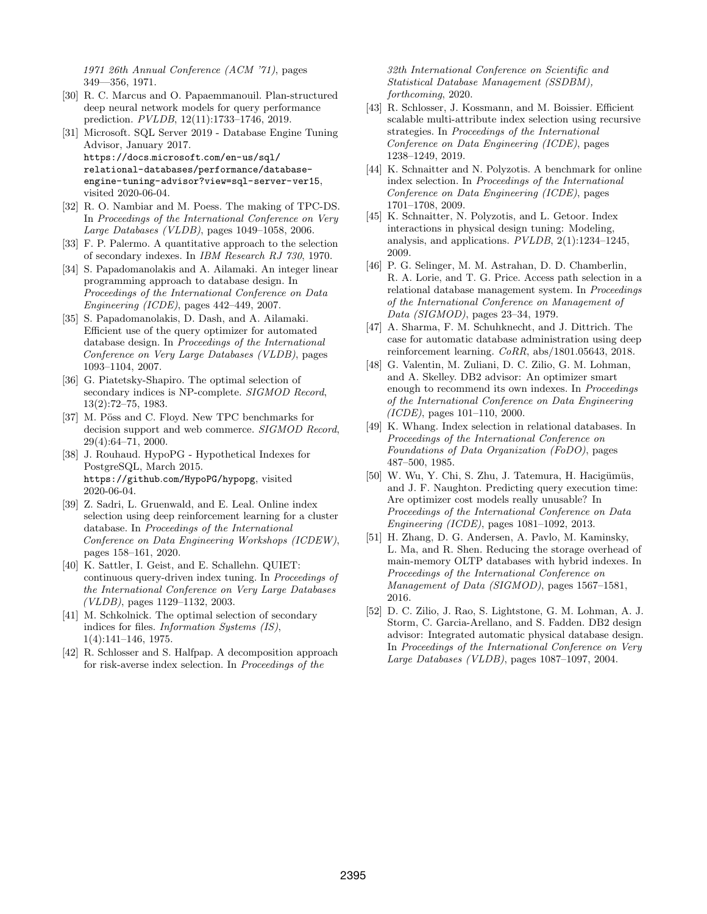*1971 26th Annual Conference (ACM '71)*, pages 349—356, 1971.

[30] R. C. Marcus and O. Papaemmanouil. Plan-structured deep neural network models for query performance prediction. *PVLDB*, 12(11):1733–1746, 2019.

[31] Microsoft. SQL Server 2019 - Database Engine Tuning Advisor, January 2017. `https://docs.microsoft.com/en-us/sql/relational-databases/performance/database-engine-tuning-advisor?view=sql-server-ver15`, visited 2020-06-04.

[32] R. O. Nambiar and M. Poess. The making of TPC-DS. In *Proceedings of the International Conference on Very Large Databases (VLDB)*, pages 1049–1058, 2006.

[33] F. P. Palermo. A quantitative approach to the selection of secondary indexes. In *IBM Research RJ 730*, 1970.

[34] S. Papadomanolakis and A. Ailamaki. An integer linear programming approach to database design. In *Proceedings of the International Conference on Data Engineering (ICDE)*, pages 442–449, 2007.

[35] S. Papadomanolakis, D. Dash, and A. Ailamaki. Efficient use of the query optimizer for automated database design. In *Proceedings of the International Conference on Very Large Databases (VLDB)*, pages 1093–1104, 2007.

[36] G. Piatetsky-Shapiro. The optimal selection of secondary indices is NP-complete. *SIGMOD Record*, 13(2):72–75, 1983.

[37] M. Pöss and C. Floyd. New TPC benchmarks for decision support and web commerce. *SIGMOD Record*, 29(4):64–71, 2000.

[38] J. Rouhaud. HypoPG - Hypothetical Indexes for PostgreSQL, March 2015. `https://github.com/HypoPG/hypopg`, visited 2020-06-04.

[39] Z. Sadri, L. Gruenwald, and E. Leal. Online index selection using deep reinforcement learning for a cluster database. In *Proceedings of the International Conference on Data Engineering Workshops (ICDEW)*, pages 158–161, 2020.

[40] K. Sattler, I. Geist, and E. Schallehn. QUIET: continuous query-driven index tuning. In *Proceedings of the International Conference on Very Large Databases (VLDB)*, pages 1129–1132, 2003.

[41] M. Schkolnick. The optimal selection of secondary indices for files. *Information Systems (IS)*, 1(4):141–146, 1975.

[42] R. Schlosser and S. Halfpap. A decomposition approach for risk-averse index selection. In *Proceedings of the 32th International Conference on Scientific and Statistical Database Management (SSDBM), forthcoming*, 2020.

[43] R. Schlosser, J. Kossmann, and M. Boissier. Efficient scalable multi-attribute index selection using recursive strategies. In *Proceedings of the International Conference on Data Engineering (ICDE)*, pages 1238–1249, 2019.

[44] K. Schnaitter and N. Polyzotis. A benchmark for online index selection. In *Proceedings of the International Conference on Data Engineering (ICDE)*, pages 1701–1708, 2009.

[45] K. Schnaitter, N. Polyzotis, and L. Getoor. Index interactions in physical design tuning: Modeling, analysis, and applications. *PVLDB*, 2(1):1234–1245, 2009.

[46] P. G. Selinger, M. M. Astrahan, D. D. Chamberlin, R. A. Lorie, and T. G. Price. Access path selection in a relational database management system. In *Proceedings of the International Conference on Management of Data (SIGMOD)*, pages 23–34, 1979.

[47] A. Sharma, F. M. Schuhknecht, and J. Dittrich. The case for automatic database administration using deep reinforcement learning. *CoRR*, abs/1801.05643, 2018.

[48] G. Valentin, M. Zuliani, D. C. Zilio, G. M. Lohman, and A. Skelley. DB2 advisor: An optimizer smart enough to recommend its own indexes. In *Proceedings of the International Conference on Data Engineering (ICDE)*, pages 101–110, 2000.

[49] K. Whang. Index selection in relational databases. In *Proceedings of the International Conference on Foundations of Data Organization (FoDO)*, pages 487–500, 1985.

[50] W. Wu, Y. Chi, S. Zhu, J. Tatemura, H. Hacigümüs, and J. F. Naughton. Predicting query execution time: Are optimizer cost models really unusable? In *Proceedings of the International Conference on Data Engineering (ICDE)*, pages 1081–1092, 2013.

[51] H. Zhang, D. G. Andersen, A. Pavlo, M. Kaminsky, L. Ma, and R. Shen. Reducing the storage overhead of main-memory OLTP databases with hybrid indexes. In *Proceedings of the International Conference on Management of Data (SIGMOD)*, pages 1567–1581, 2016.

[52] D. C. Zilio, J. Rao, S. Lightstone, G. M. Lohman, A. J. Storm, C. Garcia-Arellano, and S. Fadden. DB2 design advisor: Integrated automatic physical database design. In *Proceedings of the International Conference on Very Large Databases (VLDB)*, pages 1087–1097, 2004.